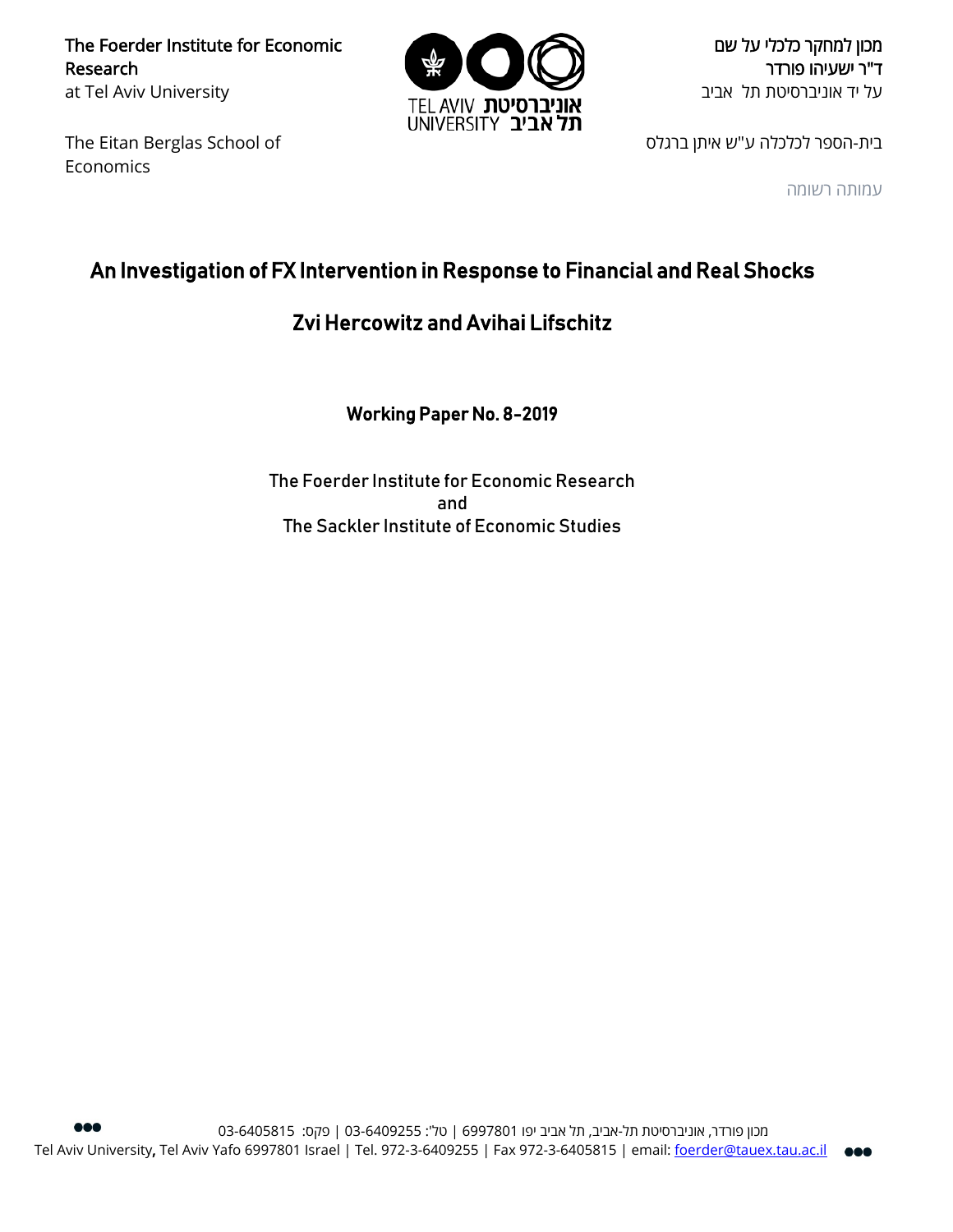The Foerder Institute for Economic Research
at Tel Aviv University

The Eitan Berglas School of Economics

מכון למחקר כלכלי על שם
ד"ר ישעיהו פורדר
על יד אוניברסיטת תל אביב

בית-הספר לכלכלה ע"ש איתן ברגלס

עמותה רשומה

# An Investigation of FX Intervention in Response to Financial and Real Shocks

## Zvi Hercowitz and Avihai Lifschitz

### Working Paper No. 8-2019

The Foerder Institute for Economic Research
and
The Sackler Institute of Economic Studies

מכון פורדר, אוניברסיטת תל-אביב, תל אביב יפו 6997801 | טל': 03-6409255 | פקס: 03-6405815
Tel Aviv University, Tel Aviv Yafo 6997801 Israel | Tel. 972-3-6409255 | Fax 972-3-6405815 | email: foerder@tauex.tau.ac.il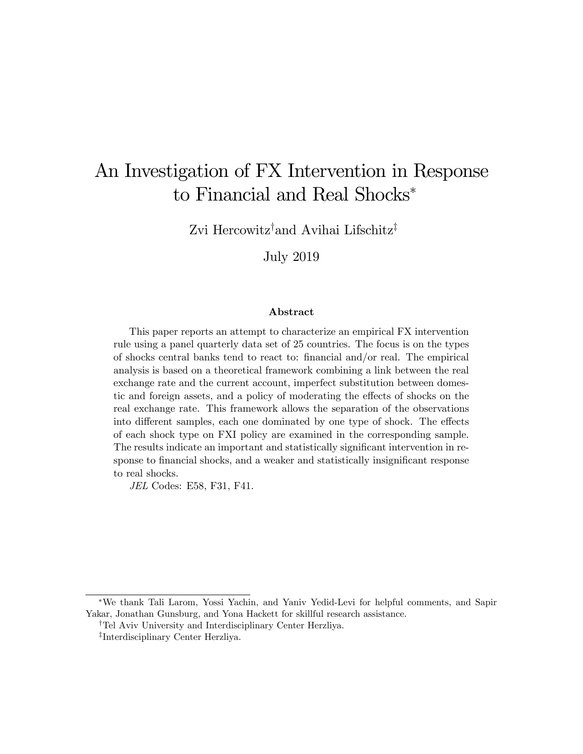# An Investigation of FX Intervention in Response to Financial and Real Shocks[*]

Zvi Hercowitz[†] and Avihai Lifschitz[‡]

July 2019

### Abstract

This paper reports an attempt to characterize an empirical FX intervention rule using a panel quarterly data set of 25 countries. The focus is on the types of shocks central banks tend to react to: financial and/or real. The empirical analysis is based on a theoretical framework combining a link between the real exchange rate and the current account, imperfect substitution between domestic and foreign assets, and a policy of moderating the effects of shocks on the real exchange rate. This framework allows the separation of the observations into different samples, each one dominated by one type of shock. The effects of each shock type on FXI policy are examined in the corresponding sample. The results indicate an important and statistically significant intervention in response to financial shocks, and a weaker and statistically insignificant response to real shocks.

*JEL* Codes: E58, F31, F41.

---

[*] We thank Tali Larom, Yossi Yachin, and Yaniv Yedid-Levi for helpful comments, and Sapir Yakar, Jonathan Gunsburg, and Yona Hackett for skillful research assistance.

[†] Tel Aviv University and Interdisciplinary Center Herzliya.

[‡] Interdisciplinary Center Herzliya.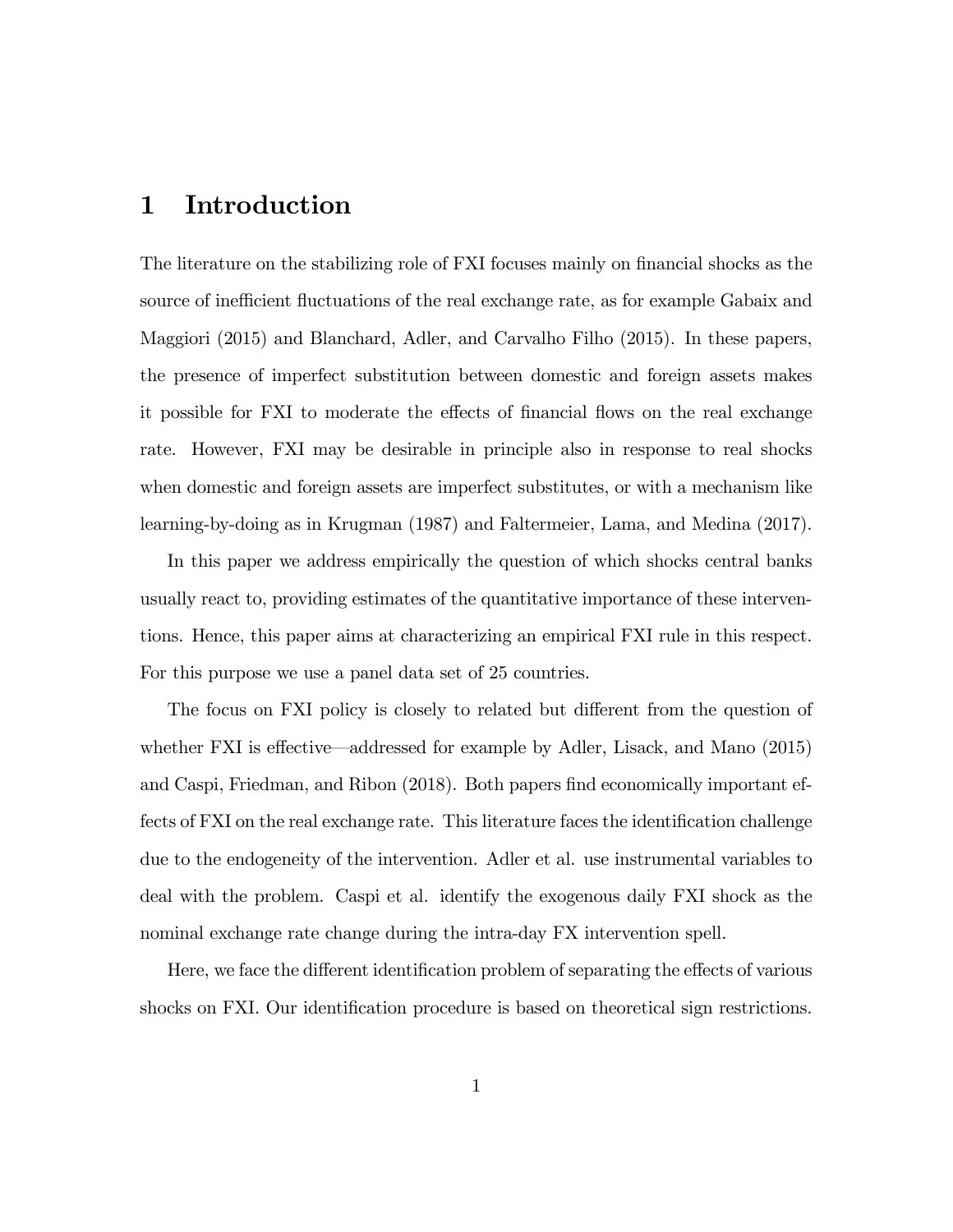# 1 Introduction

The literature on the stabilizing role of FXI focuses mainly on financial shocks as the source of inefficient fluctuations of the real exchange rate, as for example Gabaix and Maggiori (2015) and Blanchard, Adler, and Carvalho Filho (2015). In these papers, the presence of imperfect substitution between domestic and foreign assets makes it possible for FXI to moderate the effects of financial flows on the real exchange rate. However, FXI may be desirable in principle also in response to real shocks when domestic and foreign assets are imperfect substitutes, or with a mechanism like learning-by-doing as in Krugman (1987) and Faltermeier, Lama, and Medina (2017).

In this paper we address empirically the question of which shocks central banks usually react to, providing estimates of the quantitative importance of these interventions. Hence, this paper aims at characterizing an empirical FXI rule in this respect. For this purpose we use a panel data set of 25 countries.

The focus on FXI policy is closely to related but different from the question of whether FXI is effective—addressed for example by Adler, Lisack, and Mano (2015) and Caspi, Friedman, and Ribon (2018). Both papers find economically important effects of FXI on the real exchange rate. This literature faces the identification challenge due to the endogeneity of the intervention. Adler et al. use instrumental variables to deal with the problem. Caspi et al. identify the exogenous daily FXI shock as the nominal exchange rate change during the intra-day FX intervention spell.

Here, we face the different identification problem of separating the effects of various shocks on FXI. Our identification procedure is based on theoretical sign restrictions.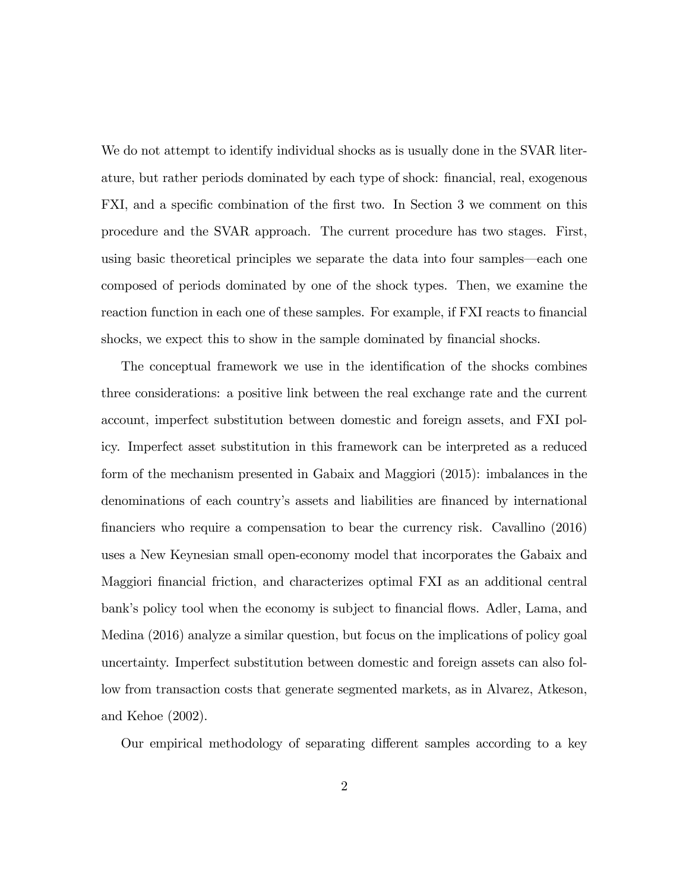We do not attempt to identify individual shocks as is usually done in the SVAR literature, but rather periods dominated by each type of shock: financial, real, exogenous FXI, and a specific combination of the first two. In Section 3 we comment on this procedure and the SVAR approach. The current procedure has two stages. First, using basic theoretical principles we separate the data into four samples—each one composed of periods dominated by one of the shock types. Then, we examine the reaction function in each one of these samples. For example, if FXI reacts to financial shocks, we expect this to show in the sample dominated by financial shocks.

The conceptual framework we use in the identification of the shocks combines three considerations: a positive link between the real exchange rate and the current account, imperfect substitution between domestic and foreign assets, and FXI policy. Imperfect asset substitution in this framework can be interpreted as a reduced form of the mechanism presented in Gabaix and Maggiori (2015): imbalances in the denominations of each country's assets and liabilities are financed by international financiers who require a compensation to bear the currency risk. Cavallino (2016) uses a New Keynesian small open-economy model that incorporates the Gabaix and Maggiori financial friction, and characterizes optimal FXI as an additional central bank's policy tool when the economy is subject to financial flows. Adler, Lama, and Medina (2016) analyze a similar question, but focus on the implications of policy goal uncertainty. Imperfect substitution between domestic and foreign assets can also follow from transaction costs that generate segmented markets, as in Alvarez, Atkeson, and Kehoe (2002).

Our empirical methodology of separating different samples according to a key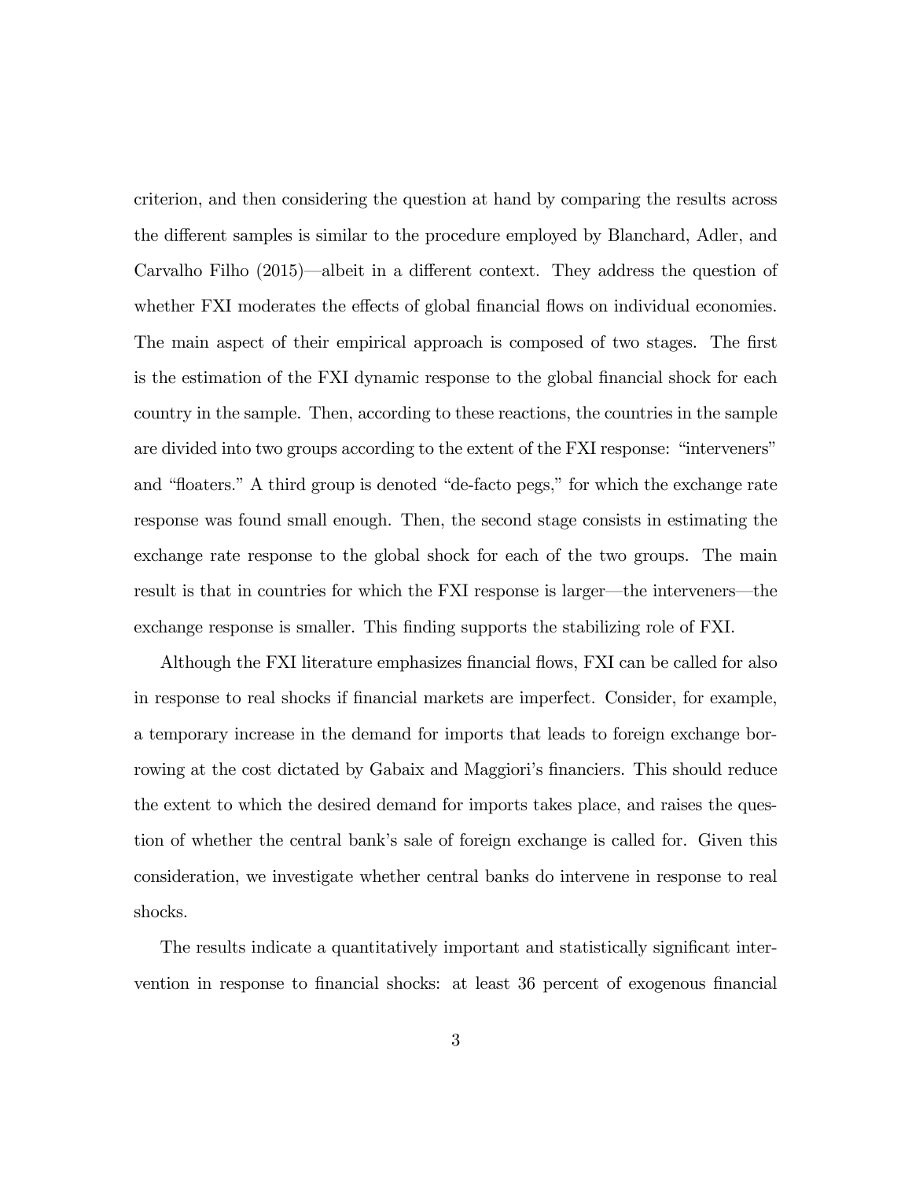criterion, and then considering the question at hand by comparing the results across the different samples is similar to the procedure employed by Blanchard, Adler, and Carvalho Filho (2015)—albeit in a different context. They address the question of whether FXI moderates the effects of global financial flows on individual economies. The main aspect of their empirical approach is composed of two stages. The first is the estimation of the FXI dynamic response to the global financial shock for each country in the sample. Then, according to these reactions, the countries in the sample are divided into two groups according to the extent of the FXI response: "interveners" and "floaters." A third group is denoted "de-facto pegs," for which the exchange rate response was found small enough. Then, the second stage consists in estimating the exchange rate response to the global shock for each of the two groups. The main result is that in countries for which the FXI response is larger—the interveners—the exchange response is smaller. This finding supports the stabilizing role of FXI.

Although the FXI literature emphasizes financial flows, FXI can be called for also in response to real shocks if financial markets are imperfect. Consider, for example, a temporary increase in the demand for imports that leads to foreign exchange borrowing at the cost dictated by Gabaix and Maggiori's financiers. This should reduce the extent to which the desired demand for imports takes place, and raises the question of whether the central bank's sale of foreign exchange is called for. Given this consideration, we investigate whether central banks do intervene in response to real shocks.

The results indicate a quantitatively important and statistically significant intervention in response to financial shocks: at least 36 percent of exogenous financial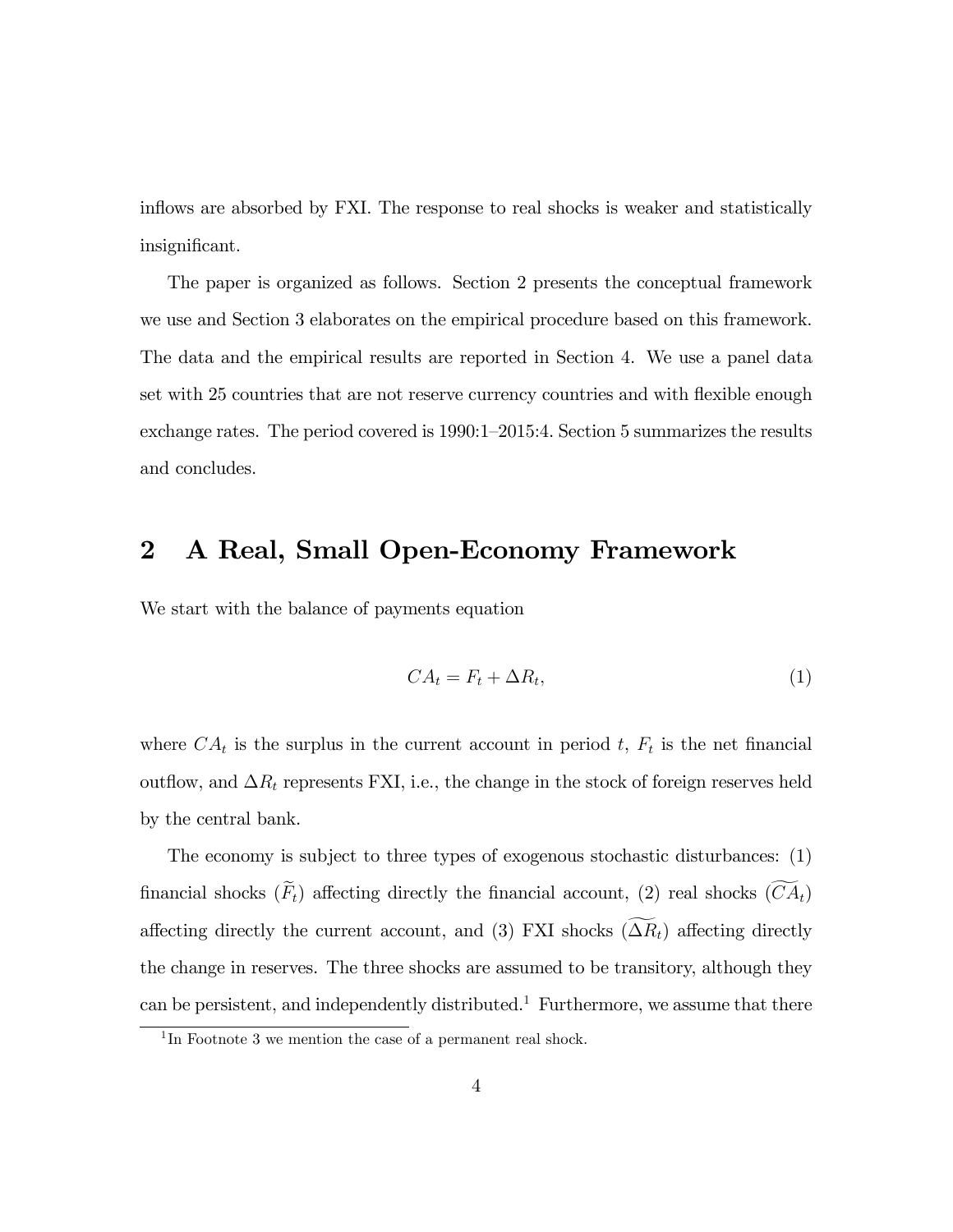inflows are absorbed by FXI. The response to real shocks is weaker and statistically insignificant.

The paper is organized as follows. Section 2 presents the conceptual framework we use and Section 3 elaborates on the empirical procedure based on this framework. The data and the empirical results are reported in Section 4. We use a panel data set with 25 countries that are not reserve currency countries and with flexible enough exchange rates. The period covered is 1990:1–2015:4. Section 5 summarizes the results and concludes.

## 2 A Real, Small Open-Economy Framework

We start with the balance of payments equation

$$CA_t = F_t + \Delta R_t, \tag{1}$$

where $CA_t$ is the surplus in the current account in period $t$, $F_t$ is the net financial outflow, and $\Delta R_t$ represents FXI, i.e., the change in the stock of foreign reserves held by the central bank.

The economy is subject to three types of exogenous stochastic disturbances: (1) financial shocks ($\widetilde{F}_t$) affecting directly the financial account, (2) real shocks ($\widetilde{CA}_t$) affecting directly the current account, and (3) FXI shocks ($\widetilde{\Delta R}_t$) affecting directly the change in reserves. The three shocks are assumed to be transitory, although they can be persistent, and independently distributed.[1] Furthermore, we assume that there

[1] In Footnote 3 we mention the case of a permanent real shock.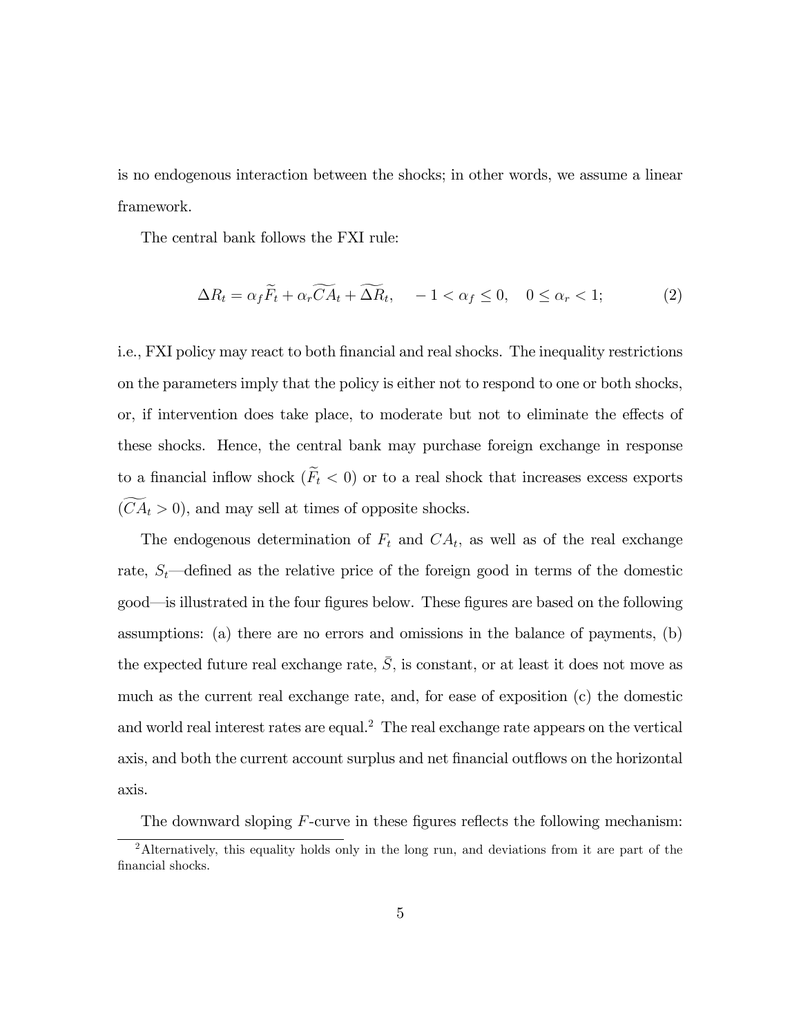is no endogenous interaction between the shocks; in other words, we assume a linear framework.

The central bank follows the FXI rule:

$$\Delta R_t = \alpha_f \widetilde{F}_t + \alpha_r \widetilde{CA}_t + \widetilde{\Delta R}_t, \quad -1 < \alpha_f \leq 0, \quad 0 \leq \alpha_r < 1; \tag{2}$$

i.e., FXI policy may react to both financial and real shocks. The inequality restrictions on the parameters imply that the policy is either not to respond to one or both shocks, or, if intervention does take place, to moderate but not to eliminate the effects of these shocks. Hence, the central bank may purchase foreign exchange in response to a financial inflow shock ($\widetilde{F}_t < 0$) or to a real shock that increases excess exports ($\widetilde{CA}_t > 0$), and may sell at times of opposite shocks.

The endogenous determination of $F_t$ and $CA_t$, as well as of the real exchange rate, $S_t$—defined as the relative price of the foreign good in terms of the domestic good—is illustrated in the four figures below. These figures are based on the following assumptions: (a) there are no errors and omissions in the balance of payments, (b) the expected future real exchange rate, $\bar{S}$, is constant, or at least it does not move as much as the current real exchange rate, and, for ease of exposition (c) the domestic and world real interest rates are equal.[2] The real exchange rate appears on the vertical axis, and both the current account surplus and net financial outflows on the horizontal axis.

The downward sloping $F$-curve in these figures reflects the following mechanism:

[2]Alternatively, this equality holds only in the long run, and deviations from it are part of the financial shocks.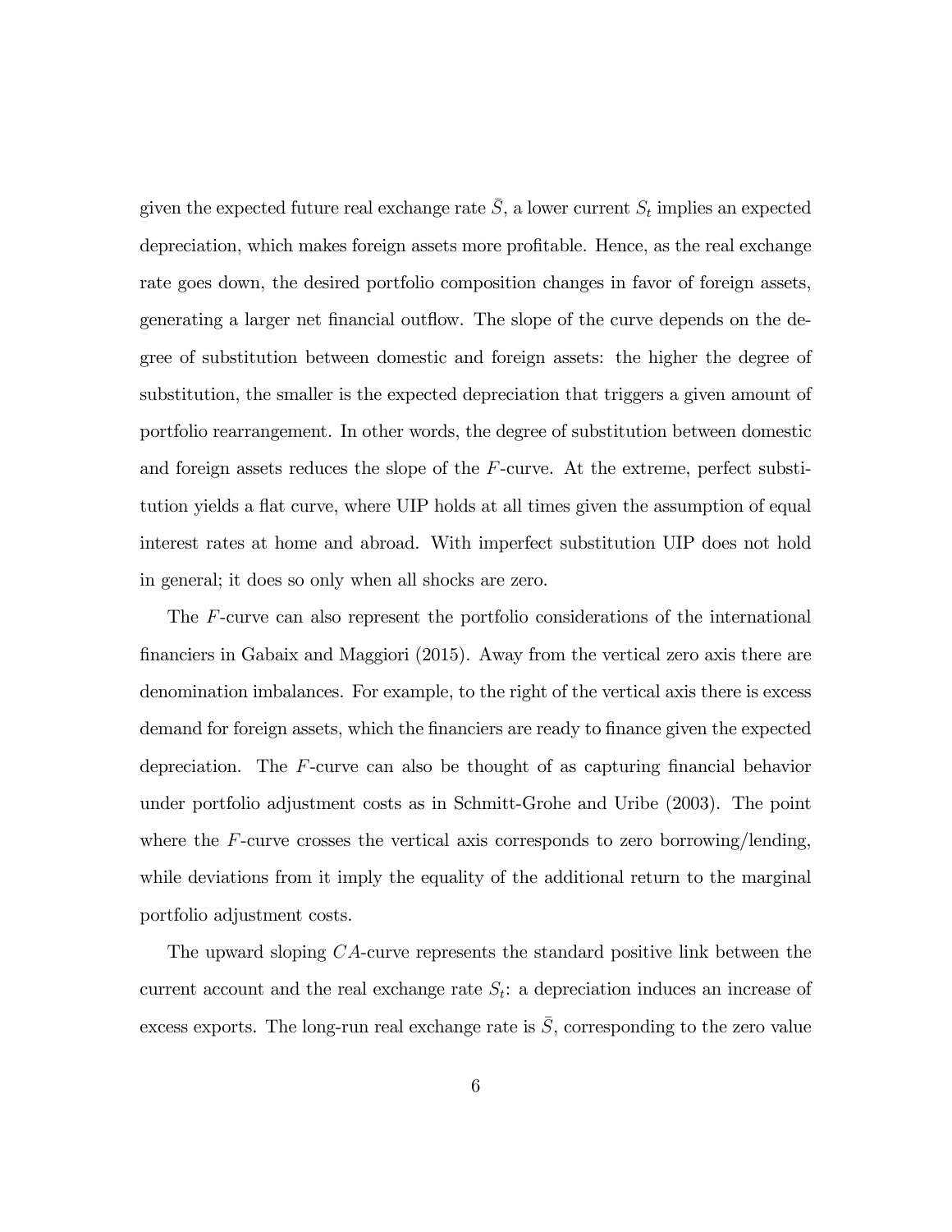given the expected future real exchange rate $\bar{S}$, a lower current $S_t$ implies an expected depreciation, which makes foreign assets more profitable. Hence, as the real exchange rate goes down, the desired portfolio composition changes in favor of foreign assets, generating a larger net financial outflow. The slope of the curve depends on the degree of substitution between domestic and foreign assets: the higher the degree of substitution, the smaller is the expected depreciation that triggers a given amount of portfolio rearrangement. In other words, the degree of substitution between domestic and foreign assets reduces the slope of the $F$-curve. At the extreme, perfect substitution yields a flat curve, where UIP holds at all times given the assumption of equal interest rates at home and abroad. With imperfect substitution UIP does not hold in general; it does so only when all shocks are zero.

The $F$-curve can also represent the portfolio considerations of the international financiers in Gabaix and Maggiori (2015). Away from the vertical zero axis there are denomination imbalances. For example, to the right of the vertical axis there is excess demand for foreign assets, which the financiers are ready to finance given the expected depreciation. The $F$-curve can also be thought of as capturing financial behavior under portfolio adjustment costs as in Schmitt-Grohe and Uribe (2003). The point where the $F$-curve crosses the vertical axis corresponds to zero borrowing/lending, while deviations from it imply the equality of the additional return to the marginal portfolio adjustment costs.

The upward sloping $CA$-curve represents the standard positive link between the current account and the real exchange rate $S_t$: a depreciation induces an increase of excess exports. The long-run real exchange rate is $\bar{S}$, corresponding to the zero value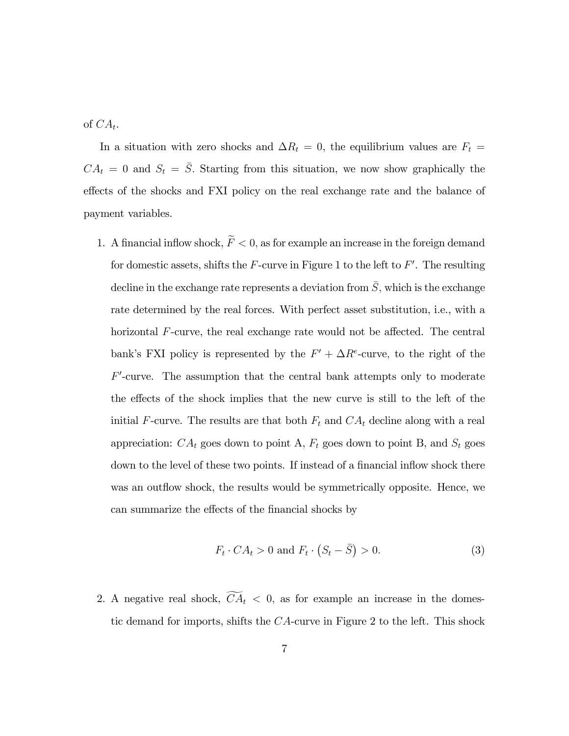of $CA_t$.

In a situation with zero shocks and $\Delta R_t = 0$, the equilibrium values are $F_t = CA_t = 0$ and $S_t = \bar{S}$. Starting from this situation, we now show graphically the effects of the shocks and FXI policy on the real exchange rate and the balance of payment variables.

1. A financial inflow shock, $\widetilde{F} < 0$, as for example an increase in the foreign demand for domestic assets, shifts the $F$-curve in Figure 1 to the left to $F'$. The resulting decline in the exchange rate represents a deviation from $\bar{S}$, which is the exchange rate determined by the real forces. With perfect asset substitution, i.e., with a horizontal $F$-curve, the real exchange rate would not be affected. The central bank's FXI policy is represented by the $F' + \Delta R^e$-curve, to the right of the $F'$-curve. The assumption that the central bank attempts only to moderate the effects of the shock implies that the new curve is still to the left of the initial $F$-curve. The results are that both $F_t$ and $CA_t$ decline along with a real appreciation: $CA_t$ goes down to point A, $F_t$ goes down to point B, and $S_t$ goes down to the level of these two points. If instead of a financial inflow shock there was an outflow shock, the results would be symmetrically opposite. Hence, we can summarize the effects of the financial shocks by

$$F_t \cdot CA_t > 0 \text{ and } F_t \cdot \left(S_t - \bar{S}\right) > 0. \tag{3}$$

2. A negative real shock, $\widetilde{CA}_t < 0$, as for example an increase in the domestic demand for imports, shifts the $CA$-curve in Figure 2 to the left. This shock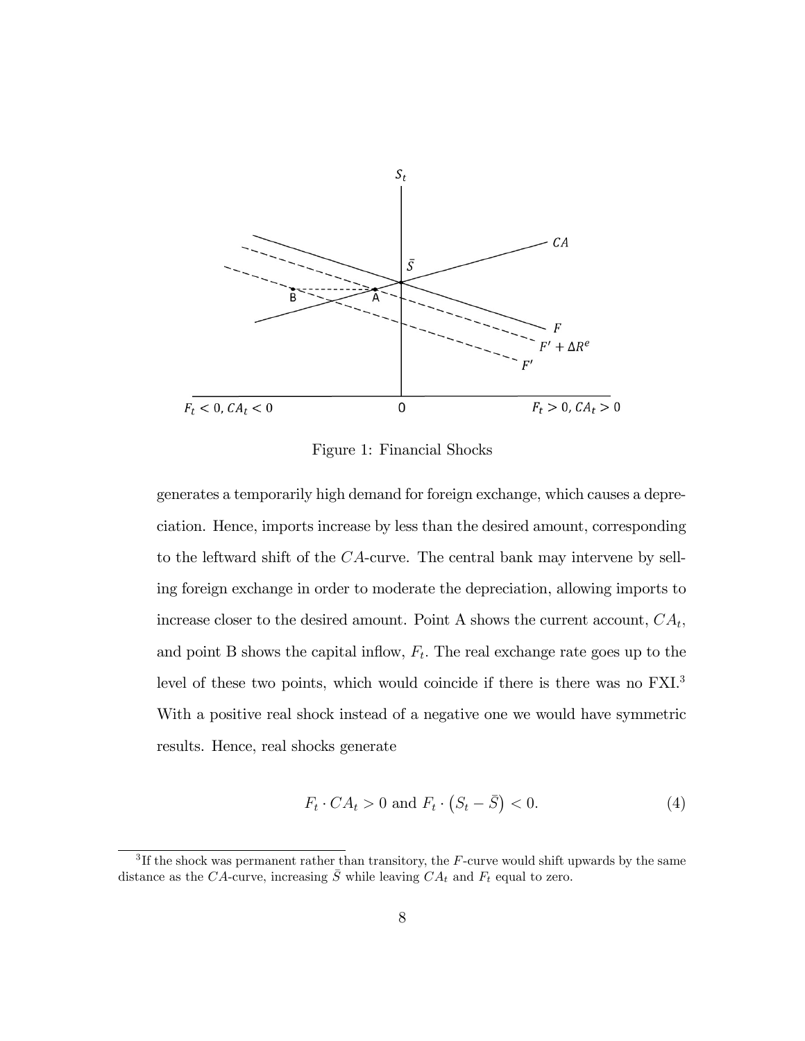Figure 1: Financial Shocks

generates a temporarily high demand for foreign exchange, which causes a depreciation. Hence, imports increase by less than the desired amount, corresponding to the leftward shift of the $CA$-curve. The central bank may intervene by selling foreign exchange in order to moderate the depreciation, allowing imports to increase closer to the desired amount. Point A shows the current account, $CA_t$, and point B shows the capital inflow, $F_t$. The real exchange rate goes up to the level of these two points, which would coincide if there is there was no FXI.[3] With a positive real shock instead of a negative one we would have symmetric results. Hence, real shocks generate

$$F_t \cdot CA_t > 0 \text{ and } F_t \cdot \left(S_t - \bar{S}\right) < 0. \tag{4}$$

[3] If the shock was permanent rather than transitory, the $F$-curve would shift upwards by the same distance as the $CA$-curve, increasing $\bar{S}$ while leaving $CA_t$ and $F_t$ equal to zero.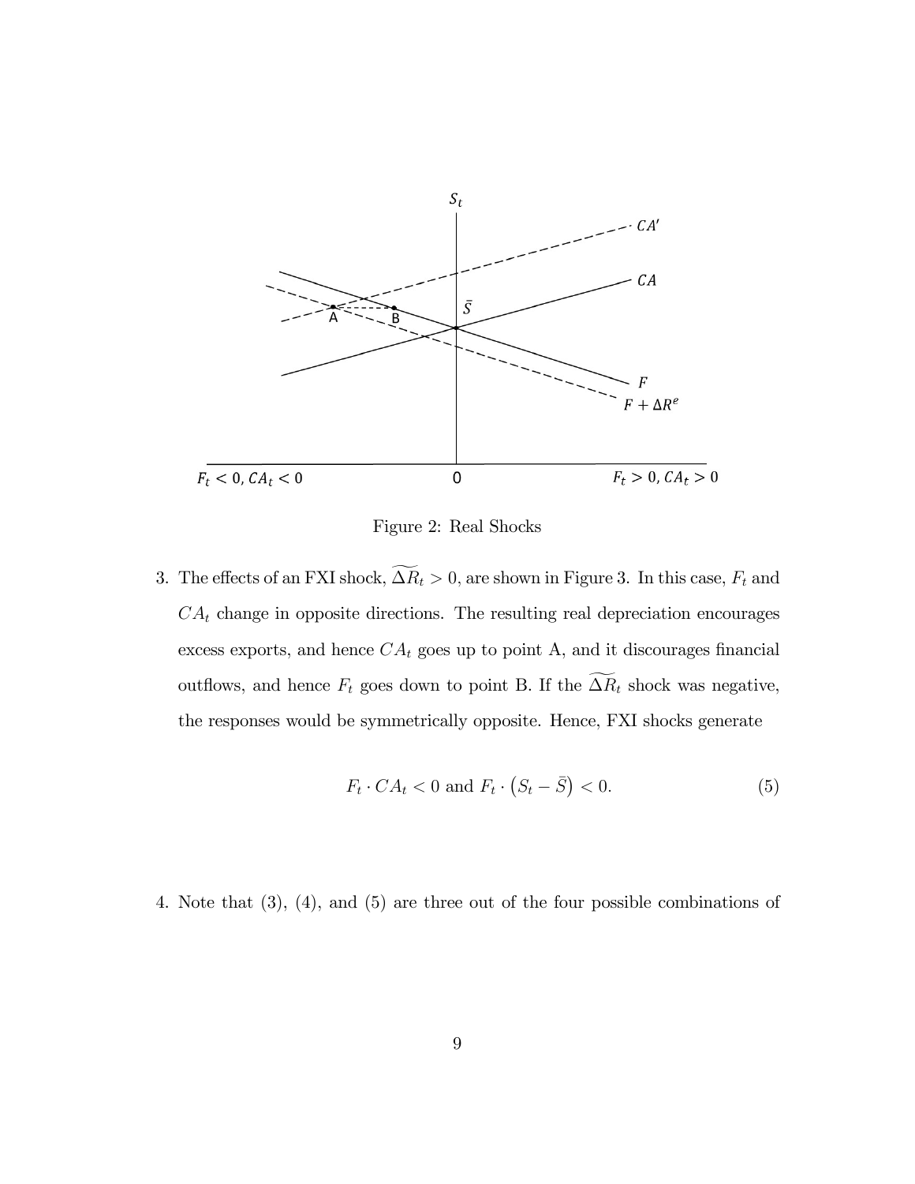Figure 2: Real Shocks

3. The effects of an FXI shock, $\widetilde{\Delta R}_t > 0$, are shown in Figure 3. In this case, $F_t$ and $CA_t$ change in opposite directions. The resulting real depreciation encourages excess exports, and hence $CA_t$ goes up to point A, and it discourages financial outflows, and hence $F_t$ goes down to point B. If the $\widetilde{\Delta R}_t$ shock was negative, the responses would be symmetrically opposite. Hence, FXI shocks generate

$$F_t \cdot CA_t < 0 \text{ and } F_t \cdot \left(S_t - \bar{S}\right) < 0. \tag{5}$$

4. Note that (3), (4), and (5) are three out of the four possible combinations of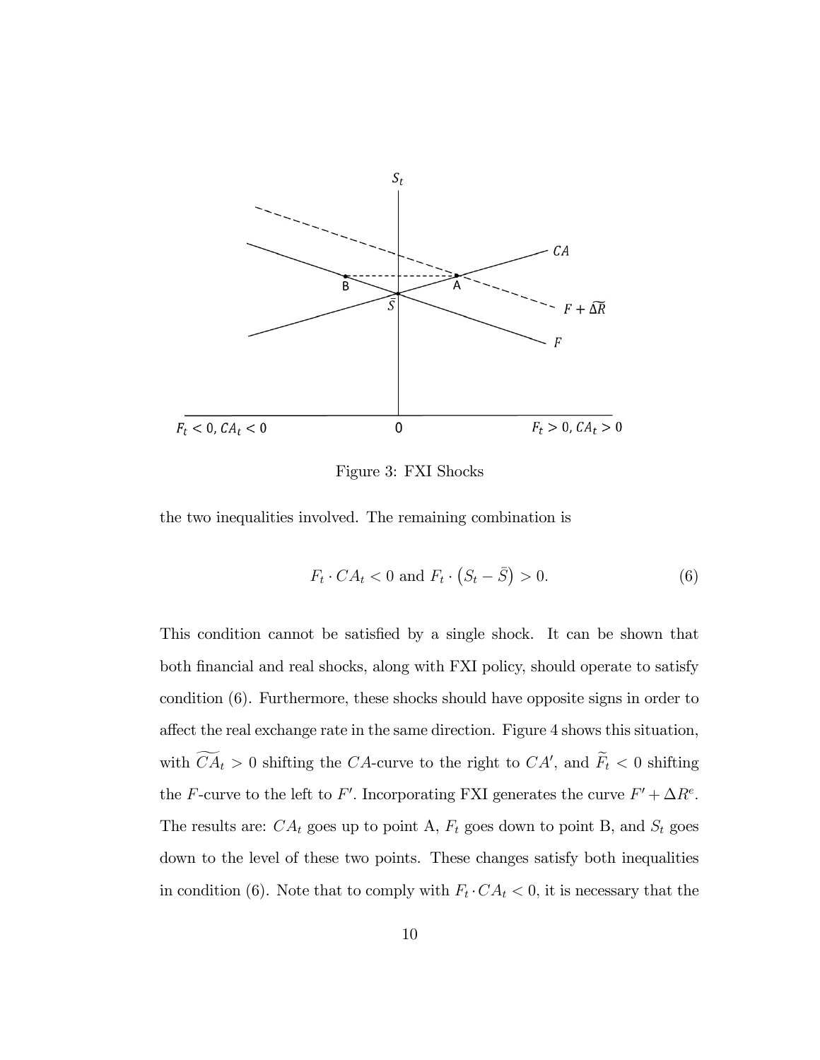Figure 3: FXI Shocks

the two inequalities involved. The remaining combination is

$$F_t \cdot CA_t < 0 \text{ and } F_t \cdot \left(S_t - \bar{S}\right) > 0. \tag{6}$$

This condition cannot be satisfied by a single shock. It can be shown that both financial and real shocks, along with FXI policy, should operate to satisfy condition (6). Furthermore, these shocks should have opposite signs in order to affect the real exchange rate in the same direction. Figure 4 shows this situation, with $\widetilde{CA}_t > 0$ shifting the $CA$-curve to the right to $CA'$, and $\widetilde{F}_t < 0$ shifting the $F$-curve to the left to $F'$. Incorporating FXI generates the curve $F' + \Delta R^e$. The results are: $CA_t$ goes up to point A, $F_t$ goes down to point B, and $S_t$ goes down to the level of these two points. These changes satisfy both inequalities in condition (6). Note that to comply with $F_t \cdot CA_t < 0$, it is necessary that the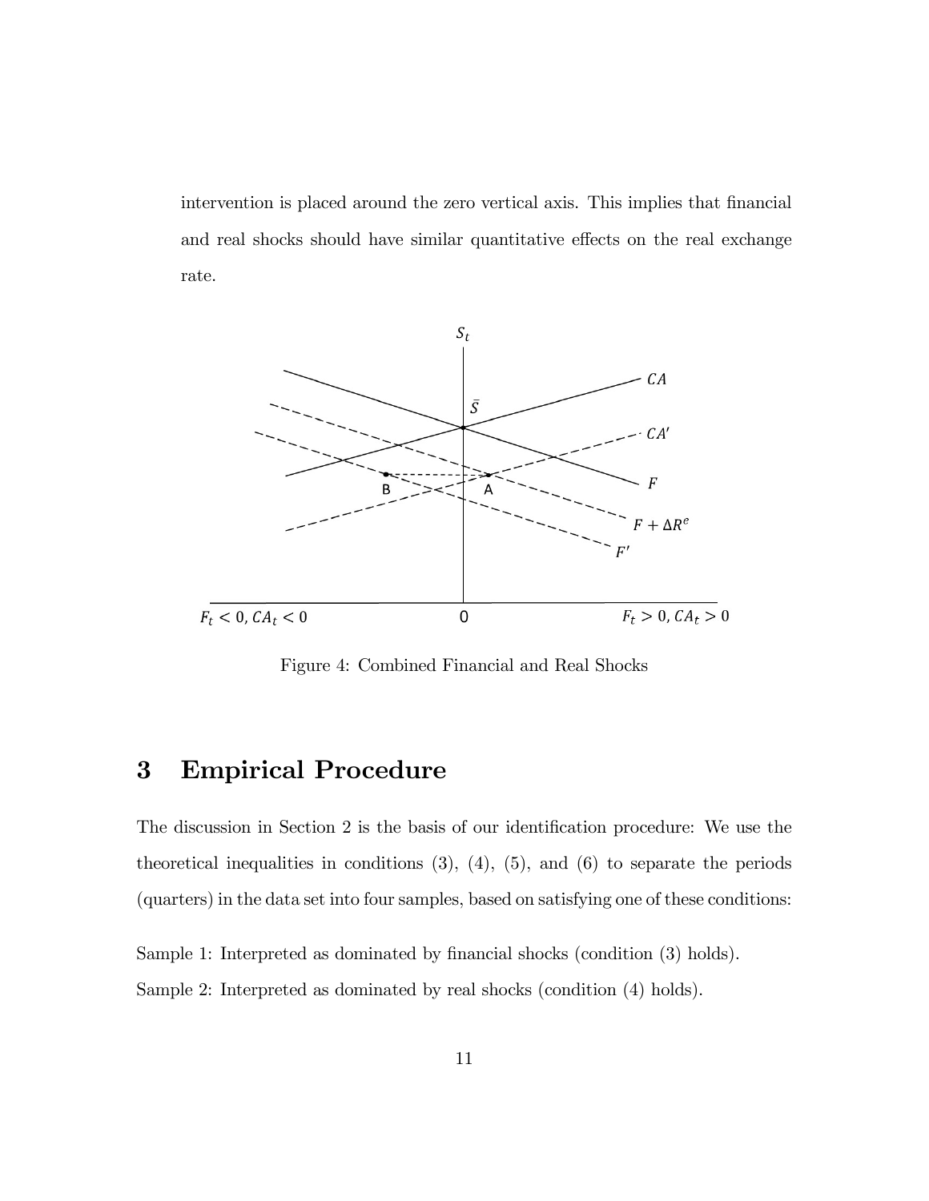intervention is placed around the zero vertical axis. This implies that financial and real shocks should have similar quantitative effects on the real exchange rate.

Figure 4: Combined Financial and Real Shocks

# 3 Empirical Procedure

The discussion in Section 2 is the basis of our identification procedure: We use the theoretical inequalities in conditions (3), (4), (5), and (6) to separate the periods (quarters) in the data set into four samples, based on satisfying one of these conditions:

Sample 1: Interpreted as dominated by financial shocks (condition (3) holds).

Sample 2: Interpreted as dominated by real shocks (condition (4) holds).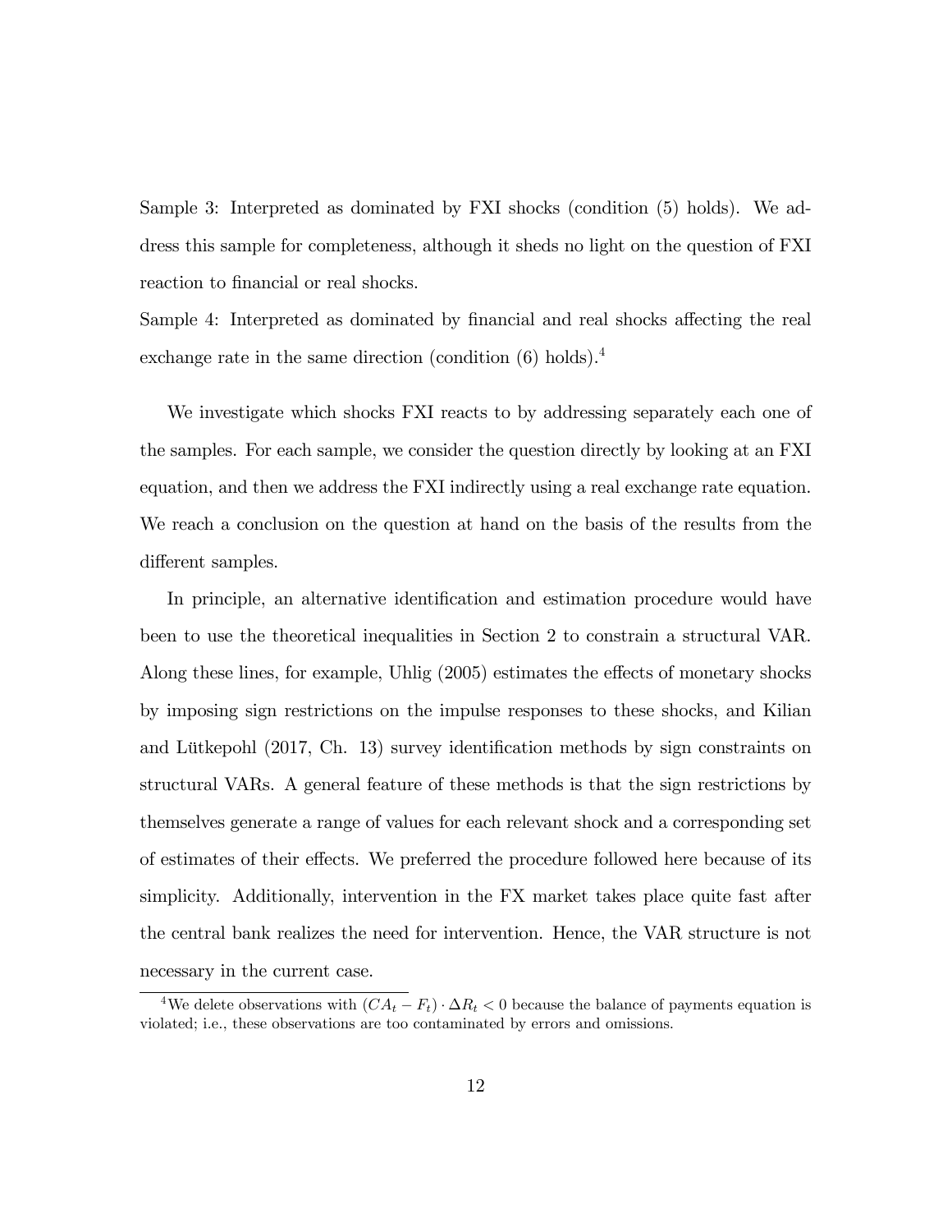Sample 3: Interpreted as dominated by FXI shocks (condition (5) holds). We address this sample for completeness, although it sheds no light on the question of FXI reaction to financial or real shocks.

Sample 4: Interpreted as dominated by financial and real shocks affecting the real exchange rate in the same direction (condition (6) holds).[4]

We investigate which shocks FXI reacts to by addressing separately each one of the samples. For each sample, we consider the question directly by looking at an FXI equation, and then we address the FXI indirectly using a real exchange rate equation. We reach a conclusion on the question at hand on the basis of the results from the different samples.

In principle, an alternative identification and estimation procedure would have been to use the theoretical inequalities in Section 2 to constrain a structural VAR. Along these lines, for example, Uhlig (2005) estimates the effects of monetary shocks by imposing sign restrictions on the impulse responses to these shocks, and Kilian and Lütkepohl (2017, Ch. 13) survey identification methods by sign constraints on structural VARs. A general feature of these methods is that the sign restrictions by themselves generate a range of values for each relevant shock and a corresponding set of estimates of their effects. We preferred the procedure followed here because of its simplicity. Additionally, intervention in the FX market takes place quite fast after the central bank realizes the need for intervention. Hence, the VAR structure is not necessary in the current case.

[4] We delete observations with $(CA_t - F_t) \cdot \Delta R_t < 0$ because the balance of payments equation is violated; i.e., these observations are too contaminated by errors and omissions.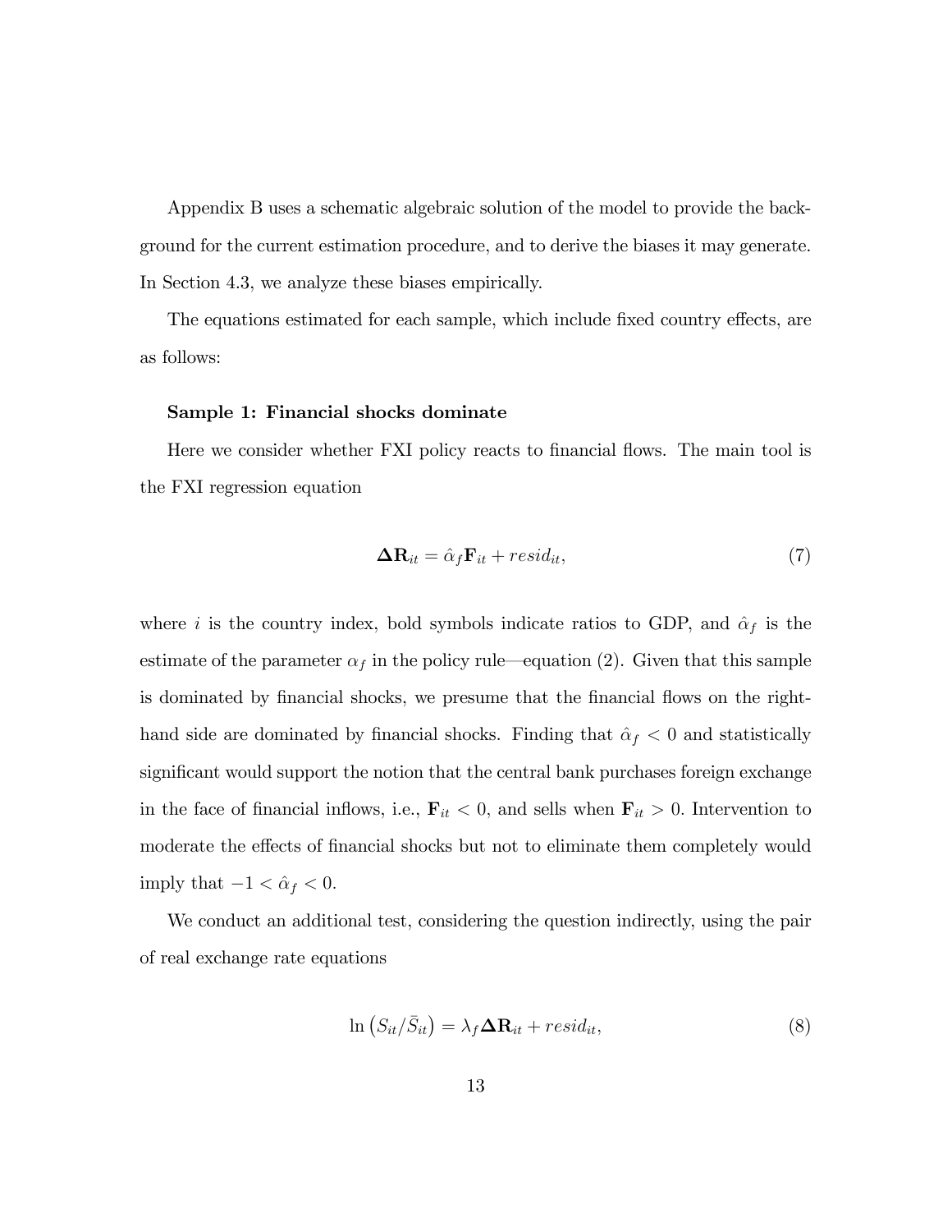Appendix B uses a schematic algebraic solution of the model to provide the background for the current estimation procedure, and to derive the biases it may generate. In Section 4.3, we analyze these biases empirically.

The equations estimated for each sample, which include fixed country effects, are as follows:

**Sample 1: Financial shocks dominate**

Here we consider whether FXI policy reacts to financial flows. The main tool is the FXI regression equation

$$\mathbf{\Delta R}_{it} = \hat{\alpha}_f \mathbf{F}_{it} + resid_{it}, \tag{7}$$

where $i$ is the country index, bold symbols indicate ratios to GDP, and $\hat{\alpha}_f$ is the estimate of the parameter $\alpha_f$ in the policy rule—equation (2). Given that this sample is dominated by financial shocks, we presume that the financial flows on the right-hand side are dominated by financial shocks. Finding that $\hat{\alpha}_f < 0$ and statistically significant would support the notion that the central bank purchases foreign exchange in the face of financial inflows, i.e., $\mathbf{F}_{it} < 0$, and sells when $\mathbf{F}_{it} > 0$. Intervention to moderate the effects of financial shocks but not to eliminate them completely would imply that $-1 < \hat{\alpha}_f < 0$.

We conduct an additional test, considering the question indirectly, using the pair of real exchange rate equations

$$\ln\left(S_{it}/\bar{S}_{it}\right) = \lambda_f \mathbf{\Delta R}_{it} + resid_{it}, \tag{8}$$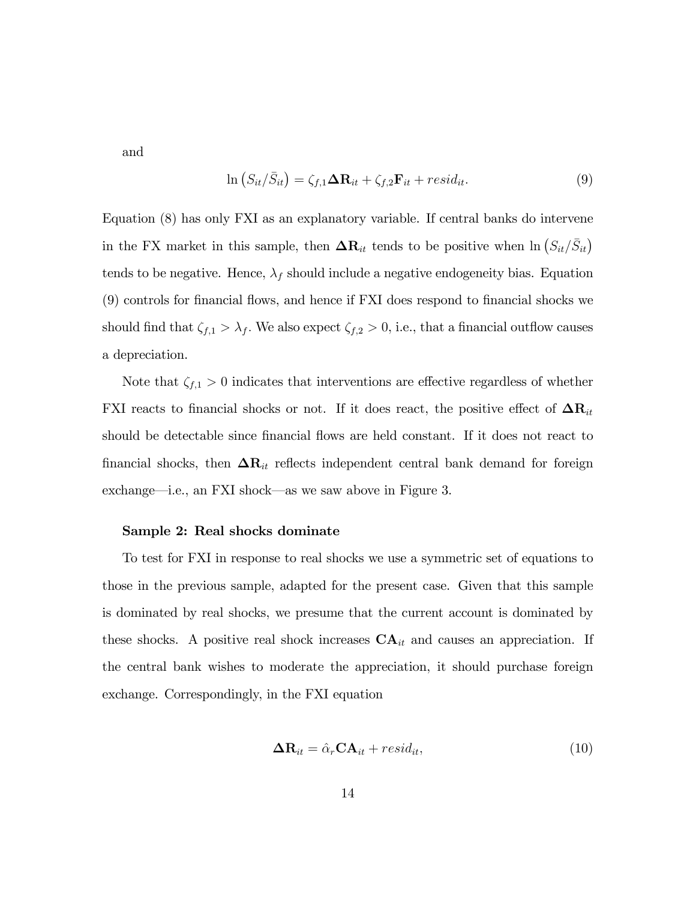and

$$\ln\left(S_{it}/\bar{S}_{it}\right) = \zeta_{f,1}\mathbf{\Delta R}_{it} + \zeta_{f,2}\mathbf{F}_{it} + resid_{it}. \tag{9}$$

Equation (8) has only FXI as an explanatory variable. If central banks do intervene in the FX market in this sample, then $\mathbf{\Delta R}_{it}$ tends to be positive when $\ln\left(S_{it}/\bar{S}_{it}\right)$ tends to be negative. Hence, $\lambda_f$ should include a negative endogeneity bias. Equation (9) controls for financial flows, and hence if FXI does respond to financial shocks we should find that $\zeta_{f,1} > \lambda_f$. We also expect $\zeta_{f,2} > 0$, i.e., that a financial outflow causes a depreciation.

Note that $\zeta_{f,1} > 0$ indicates that interventions are effective regardless of whether FXI reacts to financial shocks or not. If it does react, the positive effect of $\mathbf{\Delta R}_{it}$ should be detectable since financial flows are held constant. If it does not react to financial shocks, then $\mathbf{\Delta R}_{it}$ reflects independent central bank demand for foreign exchange—i.e., an FXI shock—as we saw above in Figure 3.

**Sample 2: Real shocks dominate**

To test for FXI in response to real shocks we use a symmetric set of equations to those in the previous sample, adapted for the present case. Given that this sample is dominated by real shocks, we presume that the current account is dominated by these shocks. A positive real shock increases $\mathbf{CA}_{it}$ and causes an appreciation. If the central bank wishes to moderate the appreciation, it should purchase foreign exchange. Correspondingly, in the FXI equation

$$\mathbf{\Delta R}_{it} = \hat{\alpha}_r\mathbf{CA}_{it} + resid_{it}, \tag{10}$$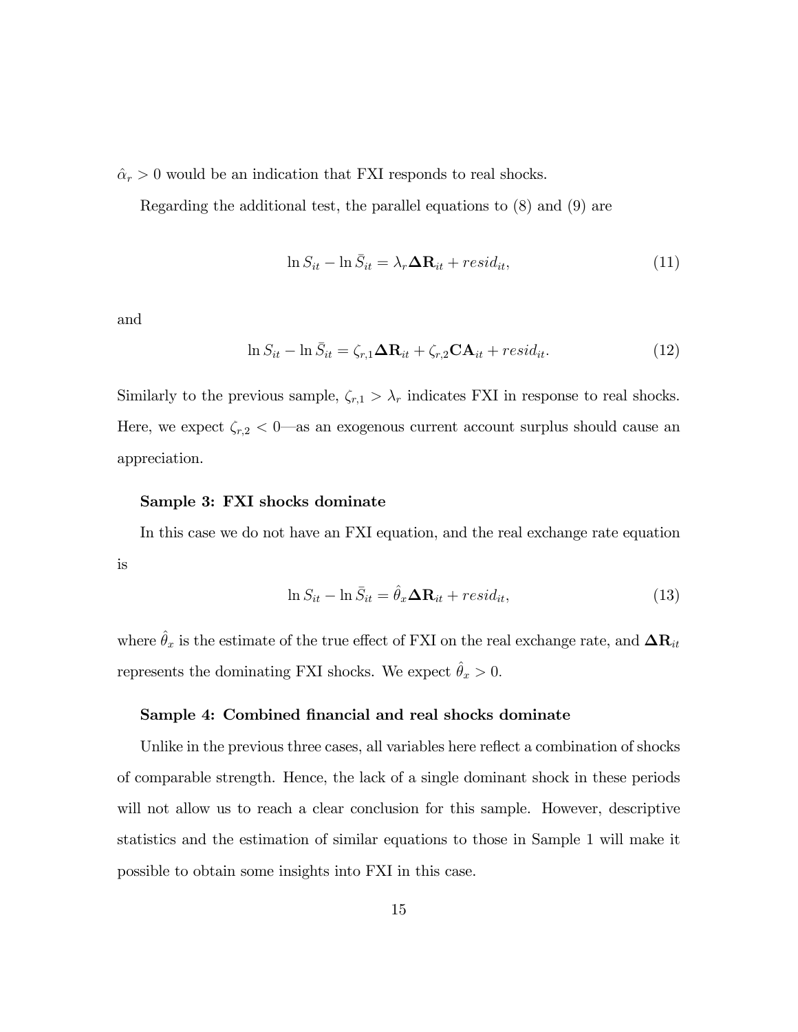$\hat{\alpha}_r > 0$ would be an indication that FXI responds to real shocks.

Regarding the additional test, the parallel equations to (8) and (9) are

$$\ln S_{it} - \ln \bar{S}_{it} = \lambda_r \mathbf{\Delta R}_{it} + resid_{it}, \tag{11}$$

and

$$\ln S_{it} - \ln \bar{S}_{it} = \zeta_{r,1} \mathbf{\Delta R}_{it} + \zeta_{r,2} \mathbf{CA}_{it} + resid_{it}. \tag{12}$$

Similarly to the previous sample, $\zeta_{r,1} > \lambda_r$ indicates FXI in response to real shocks. Here, we expect $\zeta_{r,2} < 0$—as an exogenous current account surplus should cause an appreciation.

#### Sample 3: FXI shocks dominate

In this case we do not have an FXI equation, and the real exchange rate equation is

$$\ln S_{it} - \ln \bar{S}_{it} = \hat{\theta}_x \mathbf{\Delta R}_{it} + resid_{it}, \tag{13}$$

where $\hat{\theta}_x$ is the estimate of the true effect of FXI on the real exchange rate, and $\mathbf{\Delta R}_{it}$ represents the dominating FXI shocks. We expect $\hat{\theta}_x > 0$.

#### Sample 4: Combined financial and real shocks dominate

Unlike in the previous three cases, all variables here reflect a combination of shocks of comparable strength. Hence, the lack of a single dominant shock in these periods will not allow us to reach a clear conclusion for this sample. However, descriptive statistics and the estimation of similar equations to those in Sample 1 will make it possible to obtain some insights into FXI in this case.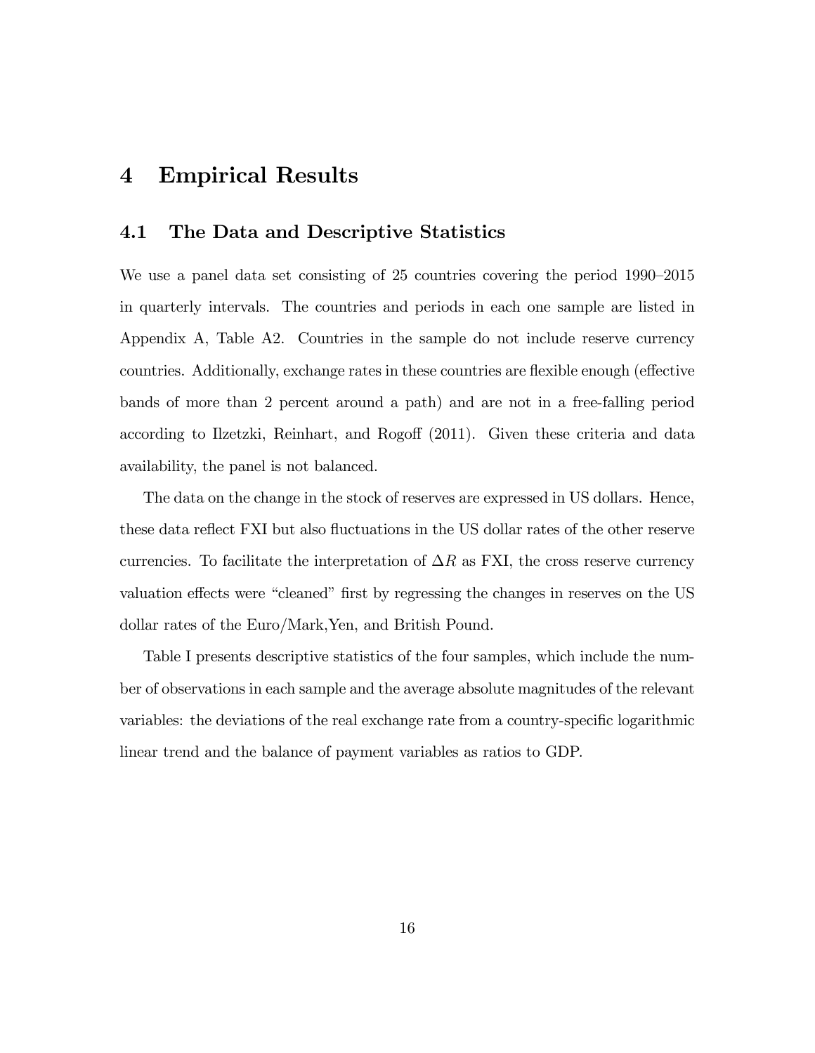# 4 Empirical Results

## 4.1 The Data and Descriptive Statistics

We use a panel data set consisting of 25 countries covering the period 1990–2015 in quarterly intervals. The countries and periods in each one sample are listed in Appendix A, Table A2. Countries in the sample do not include reserve currency countries. Additionally, exchange rates in these countries are flexible enough (effective bands of more than 2 percent around a path) and are not in a free-falling period according to Ilzetzki, Reinhart, and Rogoff (2011). Given these criteria and data availability, the panel is not balanced.

The data on the change in the stock of reserves are expressed in US dollars. Hence, these data reflect FXI but also fluctuations in the US dollar rates of the other reserve currencies. To facilitate the interpretation of $\Delta R$ as FXI, the cross reserve currency valuation effects were "cleaned" first by regressing the changes in reserves on the US dollar rates of the Euro/Mark,Yen, and British Pound.

Table I presents descriptive statistics of the four samples, which include the number of observations in each sample and the average absolute magnitudes of the relevant variables: the deviations of the real exchange rate from a country-specific logarithmic linear trend and the balance of payment variables as ratios to GDP.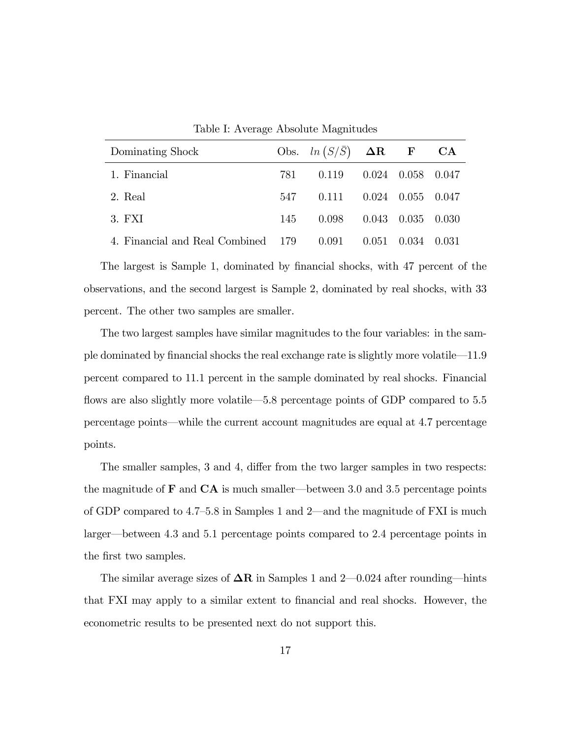Table I: Average Absolute Magnitudes

| Dominating Shock | Obs. | $ln\left(S/\bar{S}\right)$ | $\mathbf{\Delta R}$ | $\mathbf{F}$ | $\mathbf{CA}$ |
|---|---|---|---|---|---|
| 1. Financial | 781 | 0.119 | 0.024 | 0.058 | 0.047 |
| 2. Real | 547 | 0.111 | 0.024 | 0.055 | 0.047 |
| 3. FXI | 145 | 0.098 | 0.043 | 0.035 | 0.030 |
| 4. Financial and Real Combined | 179 | 0.091 | 0.051 | 0.034 | 0.031 |

The largest is Sample 1, dominated by financial shocks, with 47 percent of the observations, and the second largest is Sample 2, dominated by real shocks, with 33 percent. The other two samples are smaller.

The two largest samples have similar magnitudes to the four variables: in the sample dominated by financial shocks the real exchange rate is slightly more volatile—11.9 percent compared to 11.1 percent in the sample dominated by real shocks. Financial flows are also slightly more volatile—5.8 percentage points of GDP compared to 5.5 percentage points—while the current account magnitudes are equal at 4.7 percentage points.

The smaller samples, 3 and 4, differ from the two larger samples in two respects: the magnitude of $\mathbf{F}$ and $\mathbf{CA}$ is much smaller—between 3.0 and 3.5 percentage points of GDP compared to 4.7–5.8 in Samples 1 and 2—and the magnitude of FXI is much larger—between 4.3 and 5.1 percentage points compared to 2.4 percentage points in the first two samples.

The similar average sizes of $\mathbf{\Delta R}$ in Samples 1 and 2—0.024 after rounding—hints that FXI may apply to a similar extent to financial and real shocks. However, the econometric results to be presented next do not support this.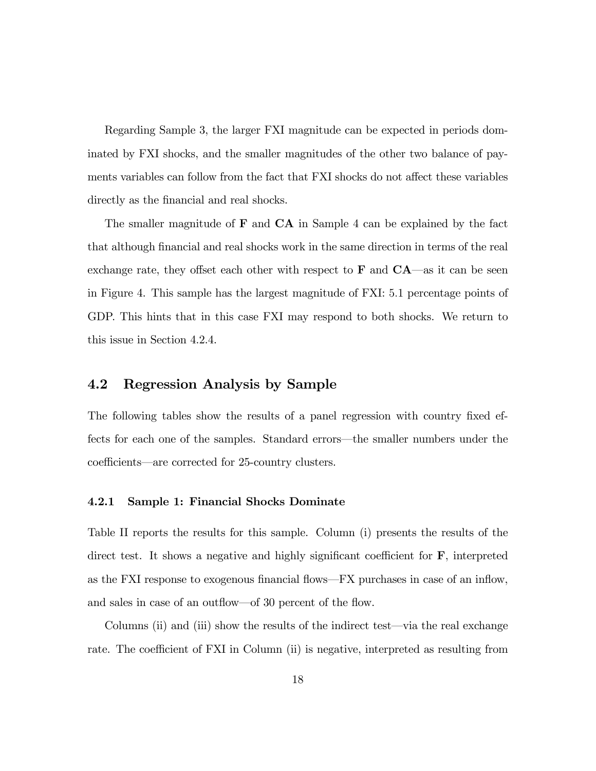Regarding Sample 3, the larger FXI magnitude can be expected in periods dominated by FXI shocks, and the smaller magnitudes of the other two balance of payments variables can follow from the fact that FXI shocks do not affect these variables directly as the financial and real shocks.

The smaller magnitude of **F** and **CA** in Sample 4 can be explained by the fact that although financial and real shocks work in the same direction in terms of the real exchange rate, they offset each other with respect to **F** and **CA**—as it can be seen in Figure 4. This sample has the largest magnitude of FXI: 5.1 percentage points of GDP. This hints that in this case FXI may respond to both shocks. We return to this issue in Section 4.2.4.

## 4.2 Regression Analysis by Sample

The following tables show the results of a panel regression with country fixed effects for each one of the samples. Standard errors—the smaller numbers under the coefficients—are corrected for 25-country clusters.

### 4.2.1 Sample 1: Financial Shocks Dominate

Table II reports the results for this sample. Column (i) presents the results of the direct test. It shows a negative and highly significant coefficient for **F**, interpreted as the FXI response to exogenous financial flows—FX purchases in case of an inflow, and sales in case of an outflow—of 30 percent of the flow.

Columns (ii) and (iii) show the results of the indirect test—via the real exchange rate. The coefficient of FXI in Column (ii) is negative, interpreted as resulting from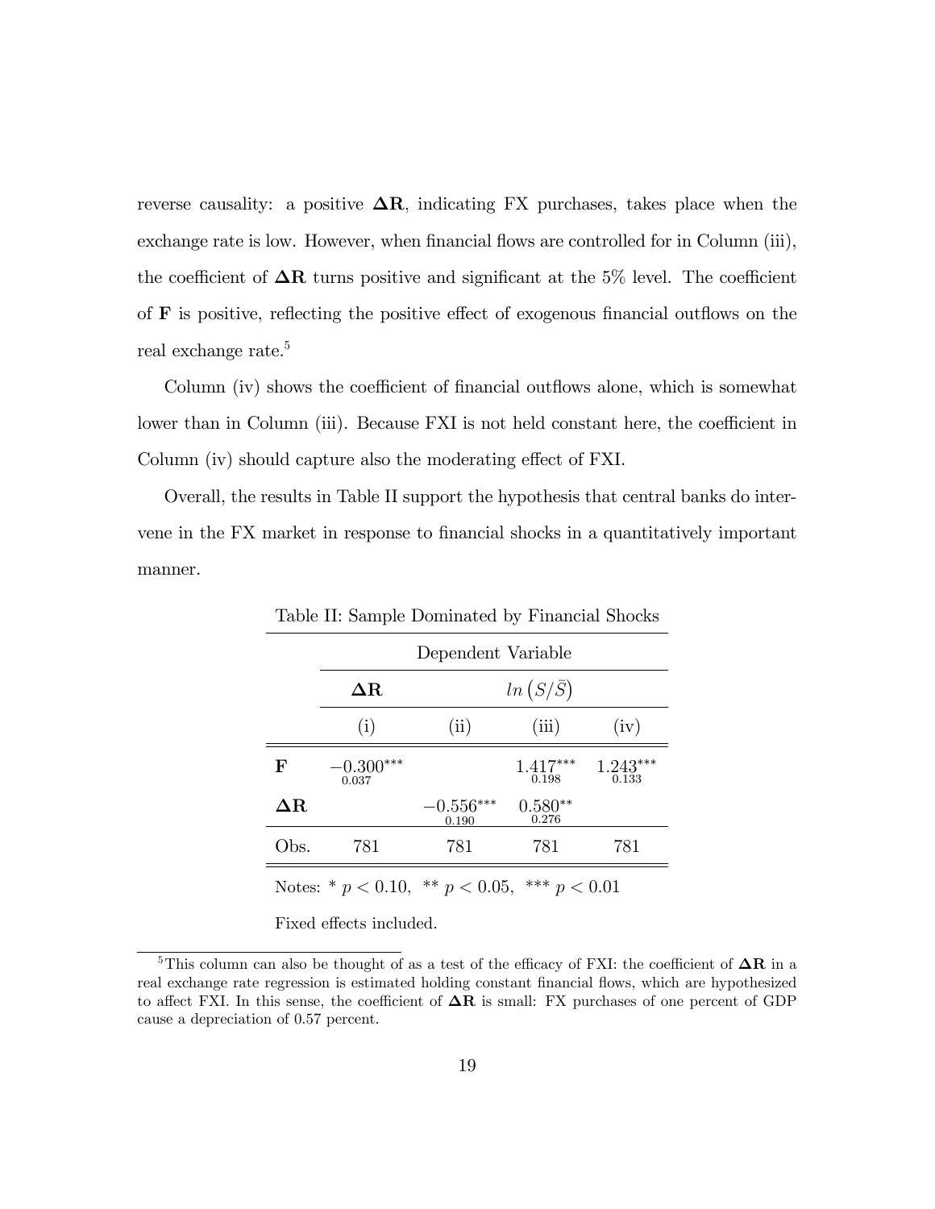reverse causality: a positive $\mathbf{\Delta R}$, indicating FX purchases, takes place when the exchange rate is low. However, when financial flows are controlled for in Column (iii), the coefficient of $\mathbf{\Delta R}$ turns positive and significant at the 5% level. The coefficient of $\mathbf{F}$ is positive, reflecting the positive effect of exogenous financial outflows on the real exchange rate.[5]

Column (iv) shows the coefficient of financial outflows alone, which is somewhat lower than in Column (iii). Because FXI is not held constant here, the coefficient in Column (iv) should capture also the moderating effect of FXI.

Overall, the results in Table II support the hypothesis that central banks do intervene in the FX market in response to financial shocks in a quantitatively important manner.

Table II: Sample Dominated by Financial Shocks

| | Dependent Variable | | | |
|---|---|---|---|---|
| | $\mathbf{\Delta R}$ | $ln\left(S/\bar{S}\right)$ | | |
| | (i) | (ii) | (iii) | (iv) |
| $\mathbf{F}$ | $-0.300^{***}$ <br> 0.037 | | $1.417^{***}$ <br> 0.198 | $1.243^{***}$ <br> 0.133 |
| $\mathbf{\Delta R}$ | | $-0.556^{***}$ <br> 0.190 | $0.580^{**}$ <br> 0.276 | |
| Obs. | 781 | 781 | 781 | 781 |

Notes: * $p < 0.10$, ** $p < 0.05$, *** $p < 0.01$

Fixed effects included.

[5] This column can also be thought of as a test of the efficacy of FXI: the coefficient of $\mathbf{\Delta R}$ in a real exchange rate regression is estimated holding constant financial flows, which are hypothesized to affect FXI. In this sense, the coefficient of $\mathbf{\Delta R}$ is small: FX purchases of one percent of GDP cause a depreciation of 0.57 percent.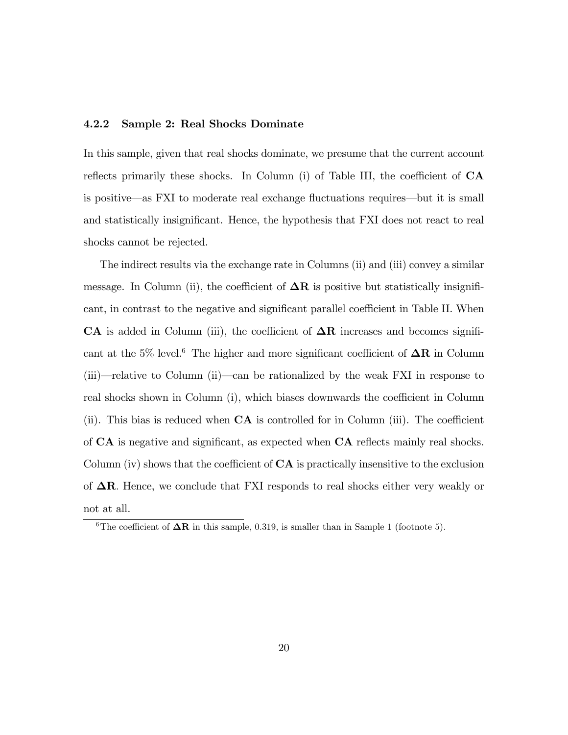#### 4.2.2 Sample 2: Real Shocks Dominate

In this sample, given that real shocks dominate, we presume that the current account reflects primarily these shocks. In Column (i) of Table III, the coefficient of **CA** is positive—as FXI to moderate real exchange fluctuations requires—but it is small and statistically insignificant. Hence, the hypothesis that FXI does not react to real shocks cannot be rejected.

The indirect results via the exchange rate in Columns (ii) and (iii) convey a similar message. In Column (ii), the coefficient of $\mathbf{\Delta R}$ is positive but statistically insignificant, in contrast to the negative and significant parallel coefficient in Table II. When **CA** is added in Column (iii), the coefficient of $\mathbf{\Delta R}$ increases and becomes significant at the 5% level.[6] The higher and more significant coefficient of $\mathbf{\Delta R}$ in Column (iii)—relative to Column (ii)—can be rationalized by the weak FXI in response to real shocks shown in Column (i), which biases downwards the coefficient in Column (ii). This bias is reduced when **CA** is controlled for in Column (iii). The coefficient of **CA** is negative and significant, as expected when **CA** reflects mainly real shocks. Column (iv) shows that the coefficient of **CA** is practically insensitive to the exclusion of $\mathbf{\Delta R}$. Hence, we conclude that FXI responds to real shocks either very weakly or not at all.

[6] The coefficient of $\mathbf{\Delta R}$ in this sample, 0.319, is smaller than in Sample 1 (footnote 5).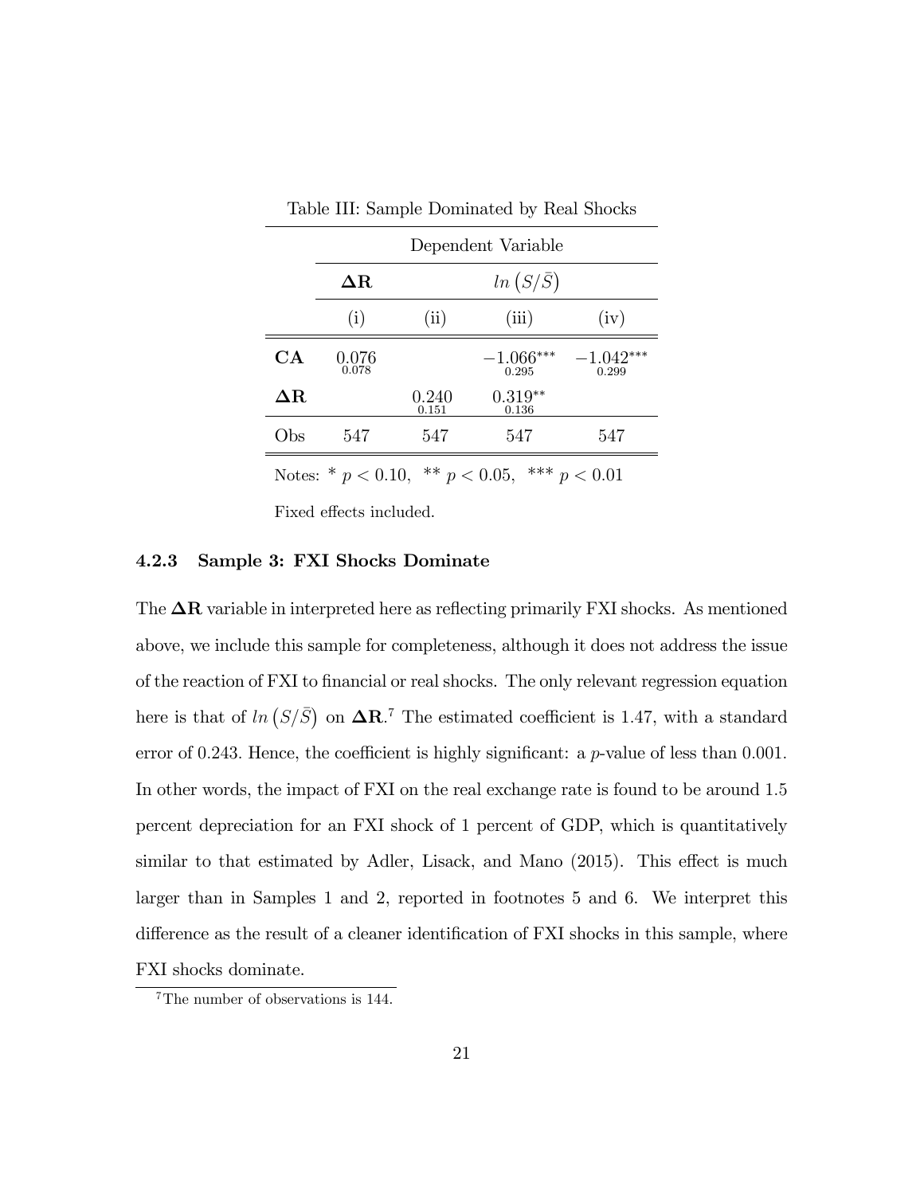Table III: Sample Dominated by Real Shocks

| | Dependent Variable | | | |
|---|---|---|---|---|
| | $\mathbf{\Delta R}$ | $ln\left(S/\bar{S}\right)$ | | |
| | (i) | (ii) | (iii) | (iv) |
| **CA** | 0.076<br>0.078 | | $-1.066^{***}$<br>0.295 | $-1.042^{***}$<br>0.299 |
| $\mathbf{\Delta R}$ | | 0.240<br>0.151 | $0.319^{**}$<br>0.136 | |
| Obs | 547 | 547 | 547 | 547 |

Notes: * $p < 0.10$, ** $p < 0.05$, *** $p < 0.01$

Fixed effects included.

#### 4.2.3 Sample 3: FXI Shocks Dominate

The $\mathbf{\Delta R}$ variable in interpreted here as reflecting primarily FXI shocks. As mentioned above, we include this sample for completeness, although it does not address the issue of the reaction of FXI to financial or real shocks. The only relevant regression equation here is that of $ln\left(S/\bar{S}\right)$ on $\mathbf{\Delta R}$.[7] The estimated coefficient is 1.47, with a standard error of 0.243. Hence, the coefficient is highly significant: a $p$-value of less than 0.001. In other words, the impact of FXI on the real exchange rate is found to be around 1.5 percent depreciation for an FXI shock of 1 percent of GDP, which is quantitatively similar to that estimated by Adler, Lisack, and Mano (2015). This effect is much larger than in Samples 1 and 2, reported in footnotes 5 and 6. We interpret this difference as the result of a cleaner identification of FXI shocks in this sample, where FXI shocks dominate.

[7] The number of observations is 144.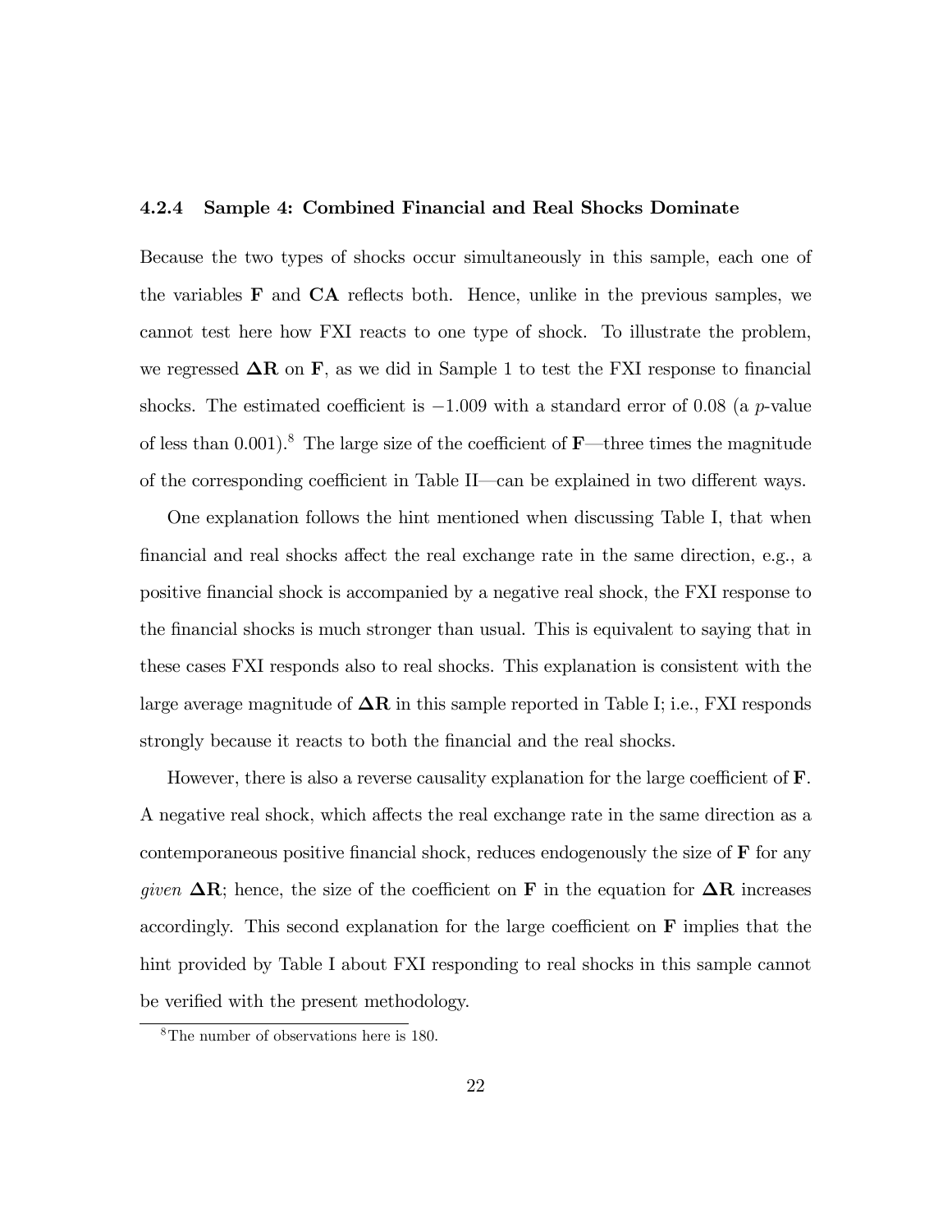#### 4.2.4 Sample 4: Combined Financial and Real Shocks Dominate

Because the two types of shocks occur simultaneously in this sample, each one of the variables $\mathbf{F}$ and $\mathbf{CA}$ reflects both. Hence, unlike in the previous samples, we cannot test here how FXI reacts to one type of shock. To illustrate the problem, we regressed $\mathbf{\Delta R}$ on $\mathbf{F}$, as we did in Sample 1 to test the FXI response to financial shocks. The estimated coefficient is $-1.009$ with a standard error of 0.08 (a $p$-value of less than 0.001).[8] The large size of the coefficient of $\mathbf{F}$—three times the magnitude of the corresponding coefficient in Table II—can be explained in two different ways.

One explanation follows the hint mentioned when discussing Table I, that when financial and real shocks affect the real exchange rate in the same direction, e.g., a positive financial shock is accompanied by a negative real shock, the FXI response to the financial shocks is much stronger than usual. This is equivalent to saying that in these cases FXI responds also to real shocks. This explanation is consistent with the large average magnitude of $\mathbf{\Delta R}$ in this sample reported in Table I; i.e., FXI responds strongly because it reacts to both the financial and the real shocks.

However, there is also a reverse causality explanation for the large coefficient of $\mathbf{F}$. A negative real shock, which affects the real exchange rate in the same direction as a contemporaneous positive financial shock, reduces endogenously the size of $\mathbf{F}$ for any *given* $\mathbf{\Delta R}$; hence, the size of the coefficient on $\mathbf{F}$ in the equation for $\mathbf{\Delta R}$ increases accordingly. This second explanation for the large coefficient on $\mathbf{F}$ implies that the hint provided by Table I about FXI responding to real shocks in this sample cannot be verified with the present methodology.

[8] The number of observations here is 180.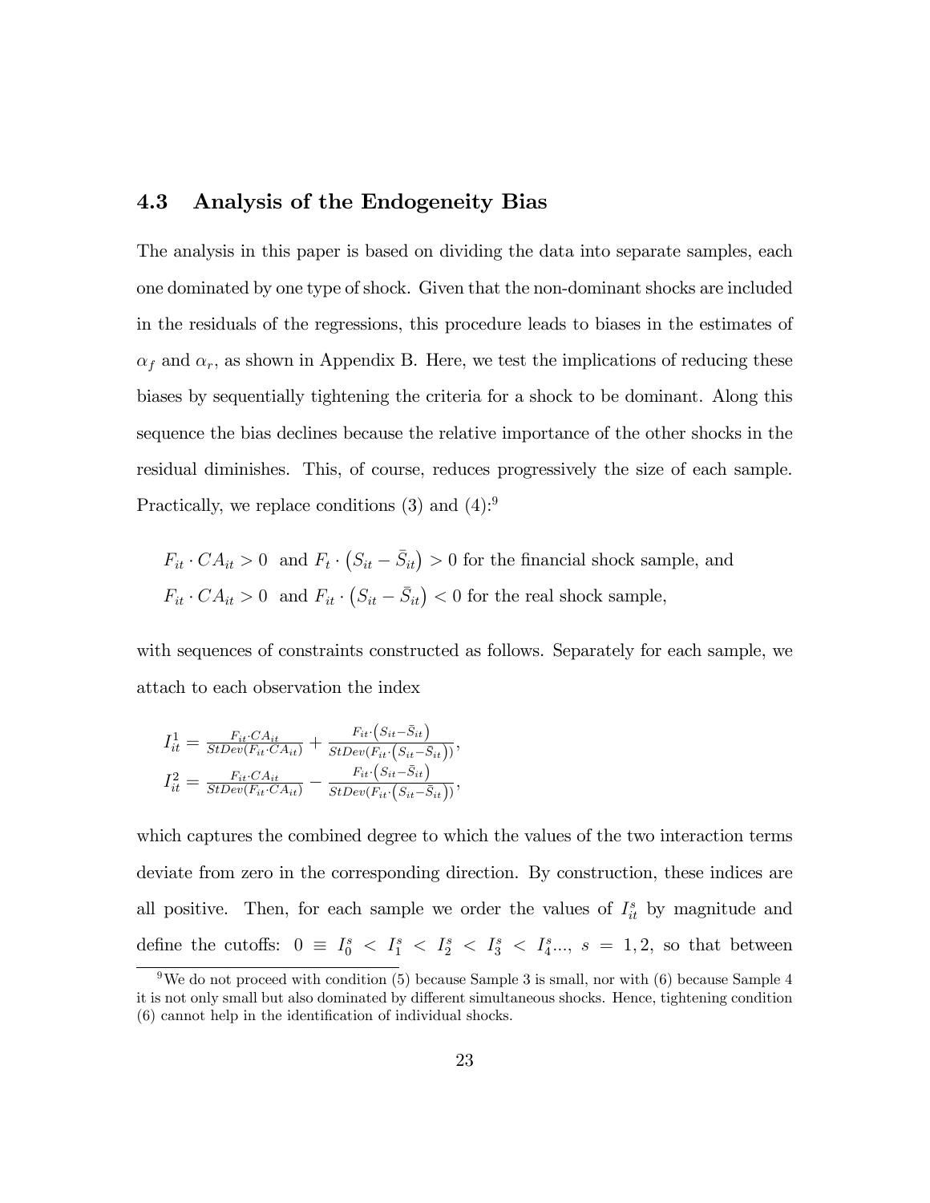### 4.3 Analysis of the Endogeneity Bias

The analysis in this paper is based on dividing the data into separate samples, each one dominated by one type of shock. Given that the non-dominant shocks are included in the residuals of the regressions, this procedure leads to biases in the estimates of $\alpha_f$ and $\alpha_r$, as shown in Appendix B. Here, we test the implications of reducing these biases by sequentially tightening the criteria for a shock to be dominant. Along this sequence the bias declines because the relative importance of the other shocks in the residual diminishes. This, of course, reduces progressively the size of each sample. Practically, we replace conditions (3) and (4):[9]

$F_{it} \cdot CA_{it} > 0$ and $F_t \cdot \left(S_{it} - \bar{S}_{it}\right) > 0$ for the financial shock sample, and
$F_{it} \cdot CA_{it} > 0$ and $F_{it} \cdot \left(S_{it} - \bar{S}_{it}\right) < 0$ for the real shock sample,

with sequences of constraints constructed as follows. Separately for each sample, we attach to each observation the index

$$I_{it}^1 = \frac{F_{it} \cdot CA_{it}}{StDev(F_{it} \cdot CA_{it})} + \frac{F_{it} \cdot \left(S_{it} - \bar{S}_{it}\right)}{StDev(F_{it} \cdot \left(S_{it} - \bar{S}_{it}\right))},$$
$$I_{it}^2 = \frac{F_{it} \cdot CA_{it}}{StDev(F_{it} \cdot CA_{it})} - \frac{F_{it} \cdot \left(S_{it} - \bar{S}_{it}\right)}{StDev(F_{it} \cdot \left(S_{it} - \bar{S}_{it}\right))},$$

which captures the combined degree to which the values of the two interaction terms deviate from zero in the corresponding direction. By construction, these indices are all positive. Then, for each sample we order the values of $I_{it}^s$ by magnitude and define the cutoffs: $0 \equiv I_0^s < I_1^s < I_2^s < I_3^s < I_4^s...$, $s = 1, 2$, so that between

[9] We do not proceed with condition (5) because Sample 3 is small, nor with (6) because Sample 4 it is not only small but also dominated by different simultaneous shocks. Hence, tightening condition (6) cannot help in the identification of individual shocks.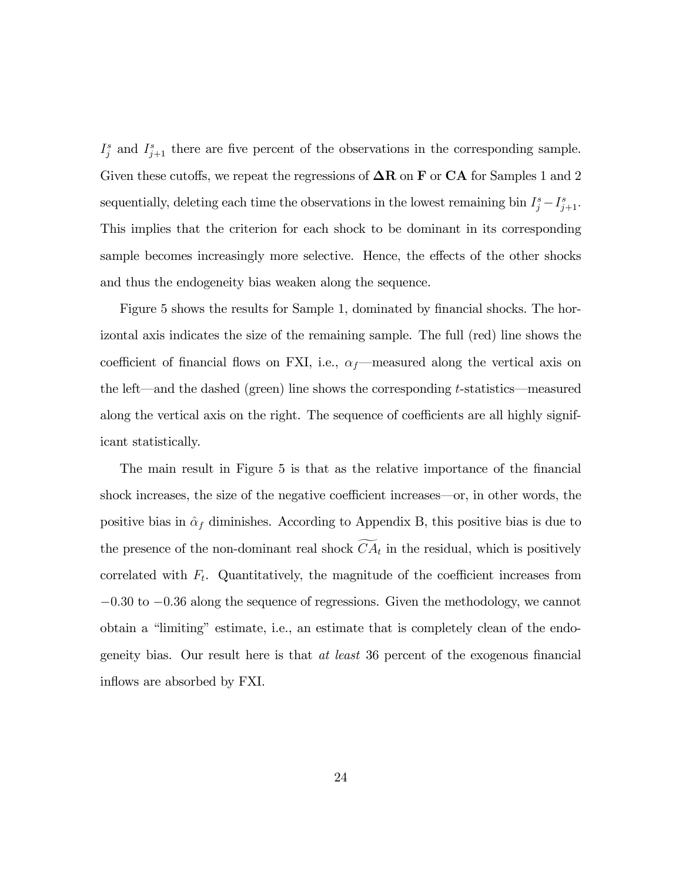$I_j^s$ and $I_{j+1}^s$ there are five percent of the observations in the corresponding sample. Given these cutoffs, we repeat the regressions of $\mathbf{\Delta R}$ on $\mathbf{F}$ or $\mathbf{CA}$ for Samples 1 and 2 sequentially, deleting each time the observations in the lowest remaining bin $I_j^s - I_{j+1}^s$. This implies that the criterion for each shock to be dominant in its corresponding sample becomes increasingly more selective. Hence, the effects of the other shocks and thus the endogeneity bias weaken along the sequence.

Figure 5 shows the results for Sample 1, dominated by financial shocks. The horizontal axis indicates the size of the remaining sample. The full (red) line shows the coefficient of financial flows on FXI, i.e., $\alpha_f$—measured along the vertical axis on the left—and the dashed (green) line shows the corresponding $t$-statistics—measured along the vertical axis on the right. The sequence of coefficients are all highly significant statistically.

The main result in Figure 5 is that as the relative importance of the financial shock increases, the size of the negative coefficient increases—or, in other words, the positive bias in $\hat{\alpha}_f$ diminishes. According to Appendix B, this positive bias is due to the presence of the non-dominant real shock $\widetilde{CA}_t$ in the residual, which is positively correlated with $F_t$. Quantitatively, the magnitude of the coefficient increases from $-0.30$ to $-0.36$ along the sequence of regressions. Given the methodology, we cannot obtain a "limiting" estimate, i.e., an estimate that is completely clean of the endogeneity bias. Our result here is that *at least* 36 percent of the exogenous financial inflows are absorbed by FXI.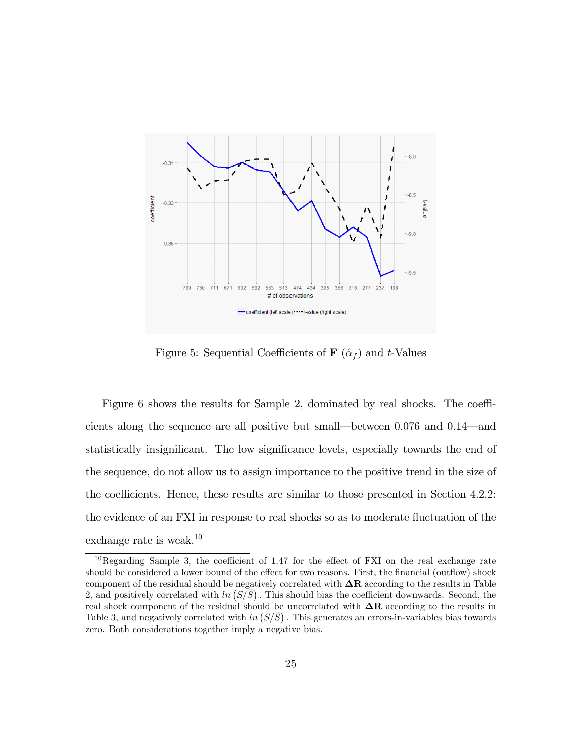Figure 5: Sequential Coefficients of $\mathbf{F}$ ($\hat{\alpha}_f$) and $t$-Values

Figure 6 shows the results for Sample 2, dominated by real shocks. The coefficients along the sequence are all positive but small—between 0.076 and 0.14—and statistically insignificant. The low significance levels, especially towards the end of the sequence, do not allow us to assign importance to the positive trend in the size of the coefficients. Hence, these results are similar to those presented in Section 4.2.2: the evidence of an FXI in response to real shocks so as to moderate fluctuation of the exchange rate is weak.[10]

[10] Regarding Sample 3, the coefficient of 1.47 for the effect of FXI on the real exchange rate should be considered a lower bound of the effect for two reasons. First, the financial (outflow) shock component of the residual should be negatively correlated with $\mathbf{\Delta R}$ according to the results in Table 2, and positively correlated with $ln\left(S/\bar{S}\right)$. This should bias the coefficient downwards. Second, the real shock component of the residual should be uncorrelated with $\mathbf{\Delta R}$ according to the results in Table 3, and negatively correlated with $ln\left(S/\bar{S}\right)$. This generates an errors-in-variables bias towards zero. Both considerations together imply a negative bias.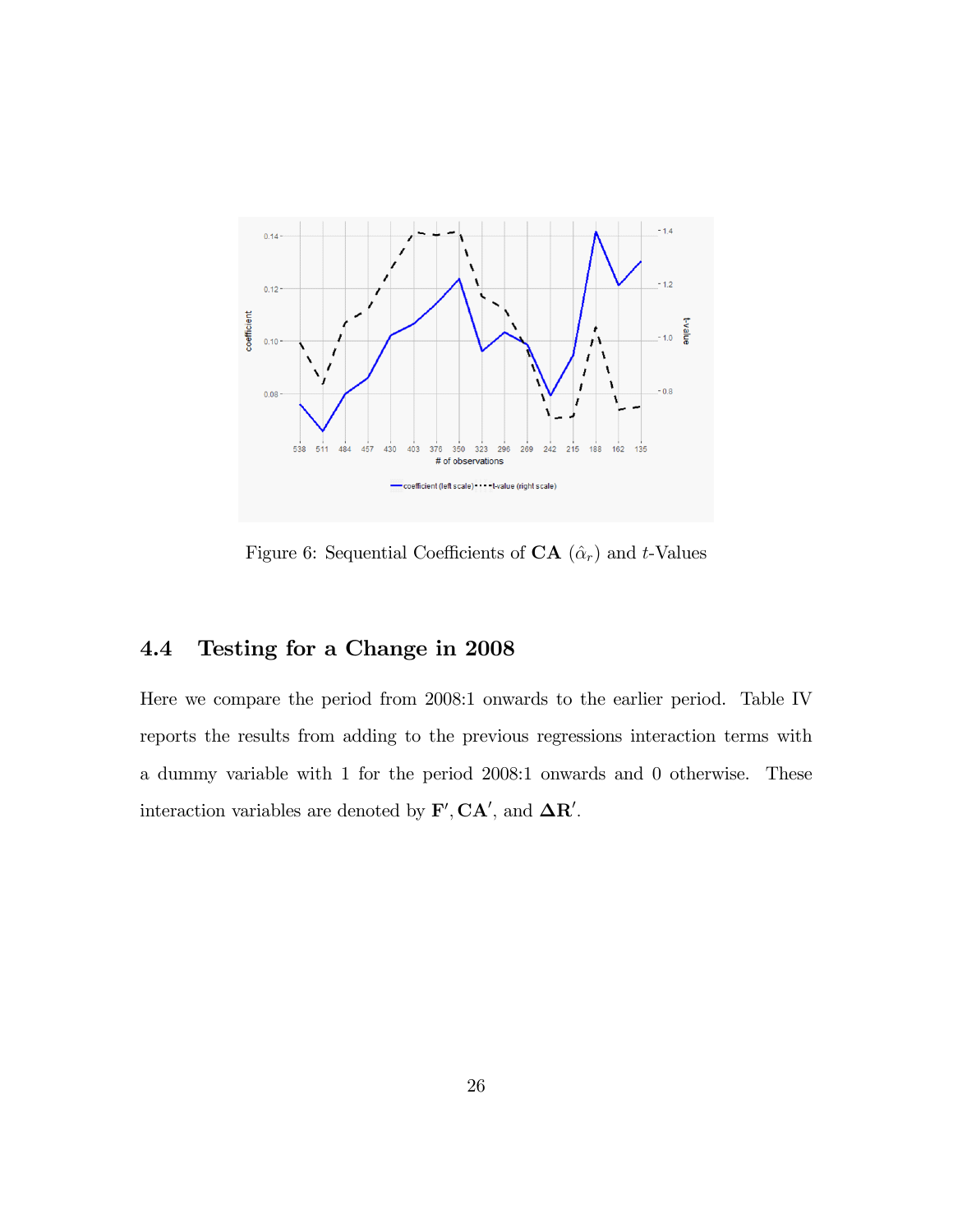Figure 6: Sequential Coefficients of **CA** ($\hat{\alpha}_r$) and $t$-Values

### 4.4 Testing for a Change in 2008

Here we compare the period from 2008:1 onwards to the earlier period. Table IV reports the results from adding to the previous regressions interaction terms with a dummy variable with 1 for the period 2008:1 onwards and 0 otherwise. These interaction variables are denoted by $\mathbf{F}', \mathbf{CA}'$, and $\mathbf{\Delta R}'$.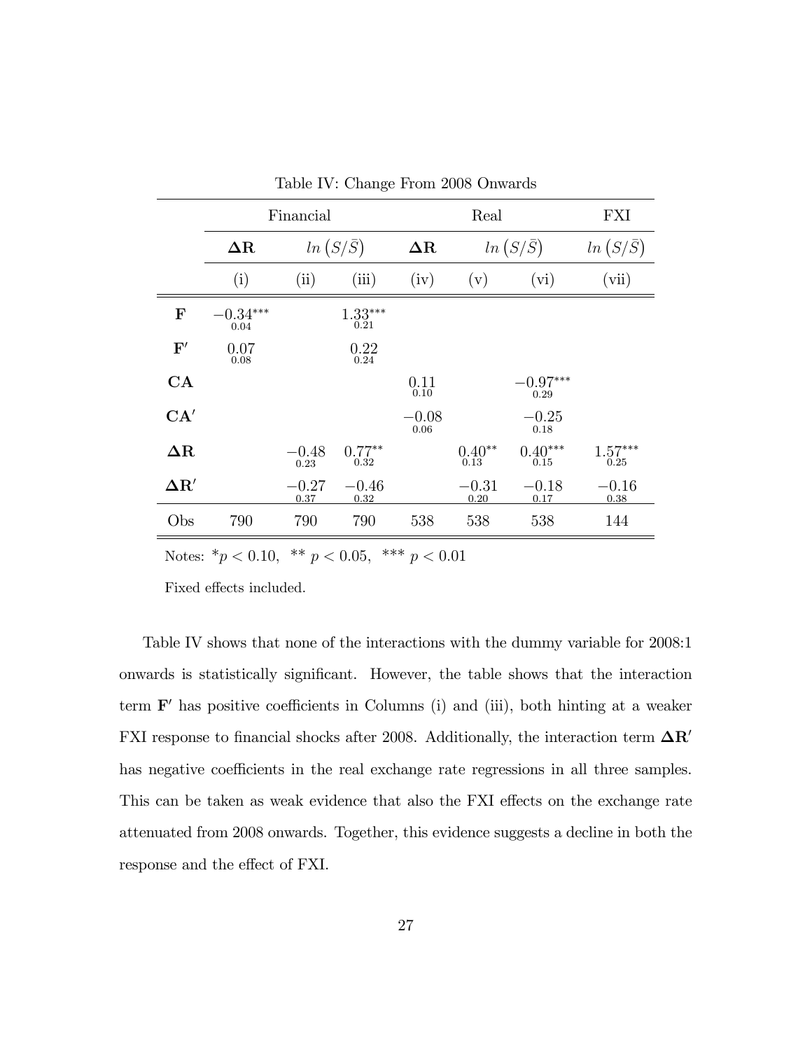Table IV: Change From 2008 Onwards

| | Financial | | | Real | | | FXI |
|---|---|---|---|---|---|---|---|
| | $\mathbf{\Delta R}$ | $ln\left(S/\bar{S}\right)$ | | $\mathbf{\Delta R}$ | $ln\left(S/\bar{S}\right)$ | | $ln\left(S/\bar{S}\right)$ |
| | (i) | (ii) | (iii) | (iv) | (v) | (vi) | (vii) |
| $\mathbf{F}$ | $-0.34^{***}$ <br> 0.04 | | $1.33^{***}$ <br> 0.21 | | | | |
| $\mathbf{F}'$ | 0.07 <br> 0.08 | | 0.22 <br> 0.24 | | | | |
| $\mathbf{CA}$ | | | | 0.11 <br> 0.10 | | $-0.97^{***}$ <br> 0.29 | |
| $\mathbf{CA}'$ | | | | $-0.08$ <br> 0.06 | | $-0.25$ <br> 0.18 | |
| $\mathbf{\Delta R}$ | | $-0.48$ <br> 0.23 | $0.77^{**}$ <br> 0.32 | | $0.40^{**}$ <br> 0.13 | $0.40^{***}$ <br> 0.15 | $1.57^{***}$ <br> 0.25 |
| $\mathbf{\Delta R}'$ | | $-0.27$ <br> 0.37 | $-0.46$ <br> 0.32 | | $-0.31$ <br> 0.20 | $-0.18$ <br> 0.17 | $-0.16$ <br> 0.38 |
| Obs | 790 | 790 | 790 | 538 | 538 | 538 | 144 |

Notes: $^{*}p < 0.10$, $^{**}\ p < 0.05$, $^{***}\ p < 0.01$

Fixed effects included.

Table IV shows that none of the interactions with the dummy variable for 2008:1 onwards is statistically significant. However, the table shows that the interaction term $\mathbf{F}'$ has positive coefficients in Columns (i) and (iii), both hinting at a weaker FXI response to financial shocks after 2008. Additionally, the interaction term $\mathbf{\Delta R}'$ has negative coefficients in the real exchange rate regressions in all three samples. This can be taken as weak evidence that also the FXI effects on the exchange rate attenuated from 2008 onwards. Together, this evidence suggests a decline in both the response and the effect of FXI.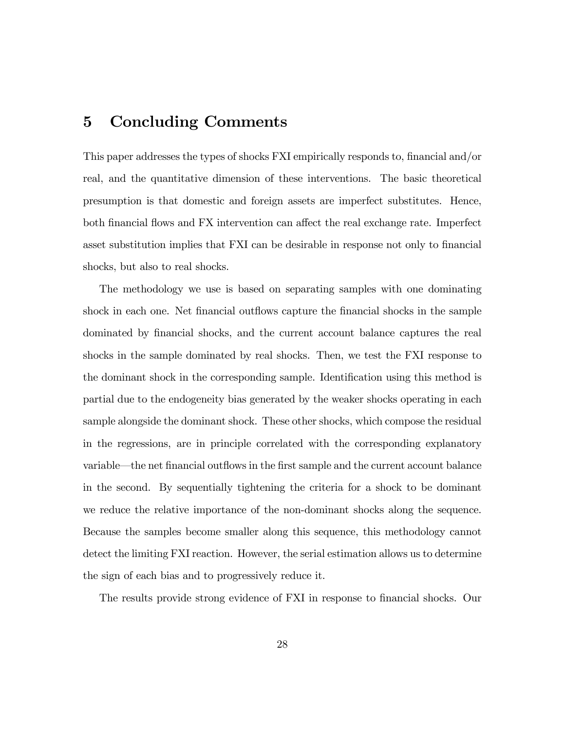# 5 Concluding Comments

This paper addresses the types of shocks FXI empirically responds to, financial and/or real, and the quantitative dimension of these interventions. The basic theoretical presumption is that domestic and foreign assets are imperfect substitutes. Hence, both financial flows and FX intervention can affect the real exchange rate. Imperfect asset substitution implies that FXI can be desirable in response not only to financial shocks, but also to real shocks.

The methodology we use is based on separating samples with one dominating shock in each one. Net financial outflows capture the financial shocks in the sample dominated by financial shocks, and the current account balance captures the real shocks in the sample dominated by real shocks. Then, we test the FXI response to the dominant shock in the corresponding sample. Identification using this method is partial due to the endogeneity bias generated by the weaker shocks operating in each sample alongside the dominant shock. These other shocks, which compose the residual in the regressions, are in principle correlated with the corresponding explanatory variable—the net financial outflows in the first sample and the current account balance in the second. By sequentially tightening the criteria for a shock to be dominant we reduce the relative importance of the non-dominant shocks along the sequence. Because the samples become smaller along this sequence, this methodology cannot detect the limiting FXI reaction. However, the serial estimation allows us to determine the sign of each bias and to progressively reduce it.

The results provide strong evidence of FXI in response to financial shocks. Our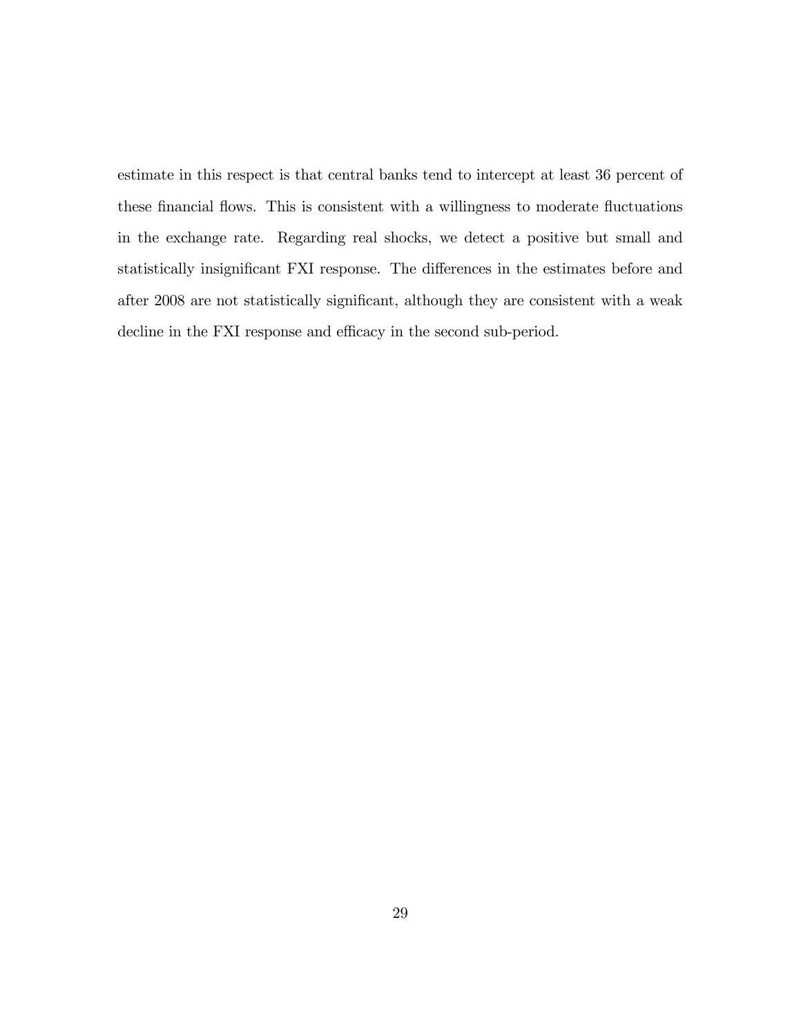estimate in this respect is that central banks tend to intercept at least 36 percent of these financial flows. This is consistent with a willingness to moderate fluctuations in the exchange rate. Regarding real shocks, we detect a positive but small and statistically insignificant FXI response. The differences in the estimates before and after 2008 are not statistically significant, although they are consistent with a weak decline in the FXI response and efficacy in the second sub-period.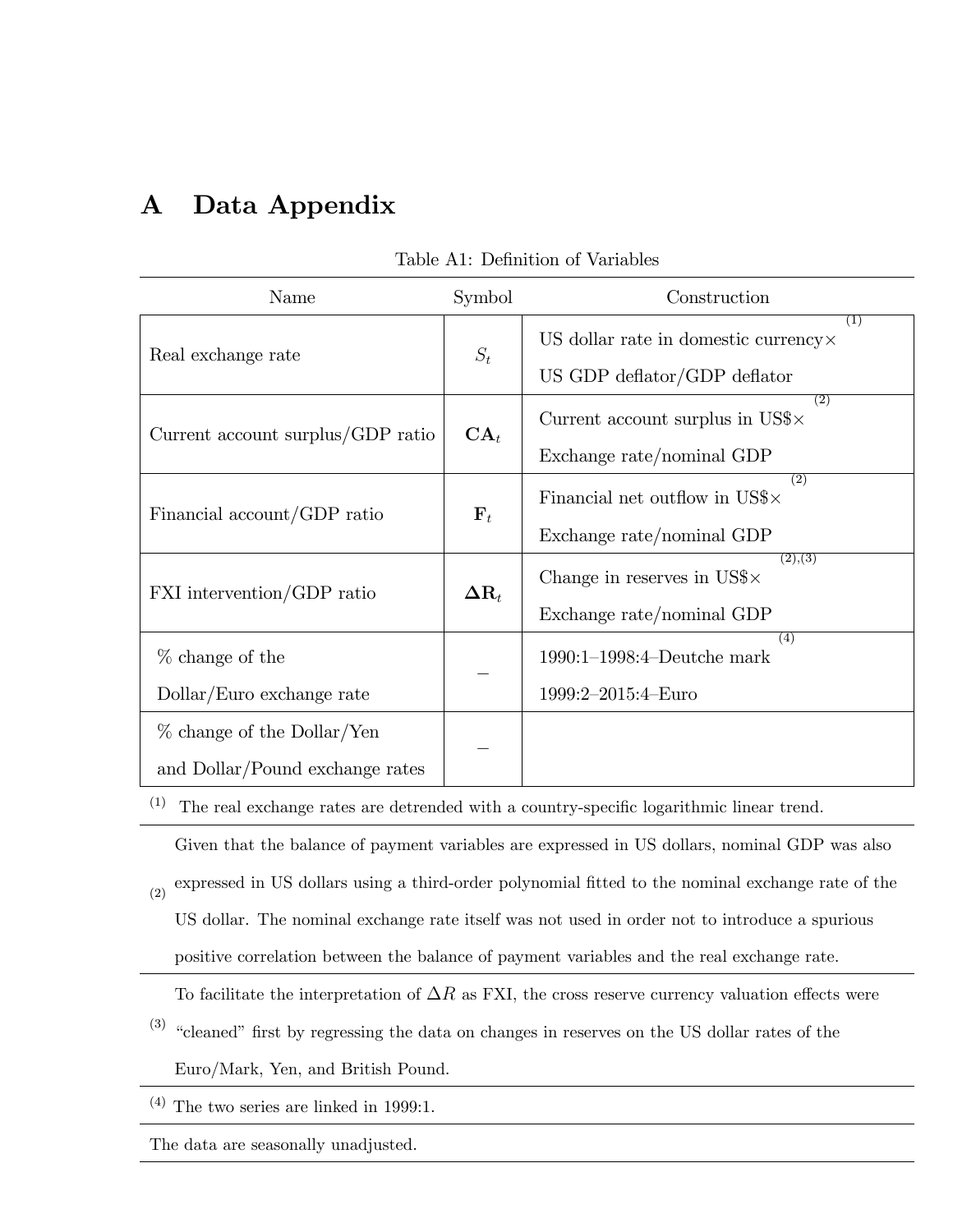# A Data Appendix

Table A1: Definition of Variables

| Name | Symbol | Construction |
|---|---|---|
| Real exchange rate | $S_t$ | US dollar rate in domestic currency× [1] US GDP deflator/GDP deflator |
| Current account surplus/GDP ratio | $\mathbf{CA}_t$ | Current account surplus in US$× [2] Exchange rate/nominal GDP |
| Financial account/GDP ratio | $\mathbf{F}_t$ | Financial net outflow in US$× [2] Exchange rate/nominal GDP |
| FXI intervention/GDP ratio | $\mathbf{\Delta R}_t$ | Change in reserves in US$× [2],[3] Exchange rate/nominal GDP |
| % change of the Dollar/Euro exchange rate | – | 1990:1–1998:4–Deutche mark [4] 1999:2–2015:4–Euro |
| % change of the Dollar/Yen and Dollar/Pound exchange rates | – | |

(1) The real exchange rates are detrended with a country-specific logarithmic linear trend.

(2) Given that the balance of payment variables are expressed in US dollars, nominal GDP was also expressed in US dollars using a third-order polynomial fitted to the nominal exchange rate of the US dollar. The nominal exchange rate itself was not used in order not to introduce a spurious positive correlation between the balance of payment variables and the real exchange rate.

(3) To facilitate the interpretation of $\Delta R$ as FXI, the cross reserve currency valuation effects were "cleaned" first by regressing the data on changes in reserves on the US dollar rates of the Euro/Mark, Yen, and British Pound.

(4) The two series are linked in 1999:1.

The data are seasonally unadjusted.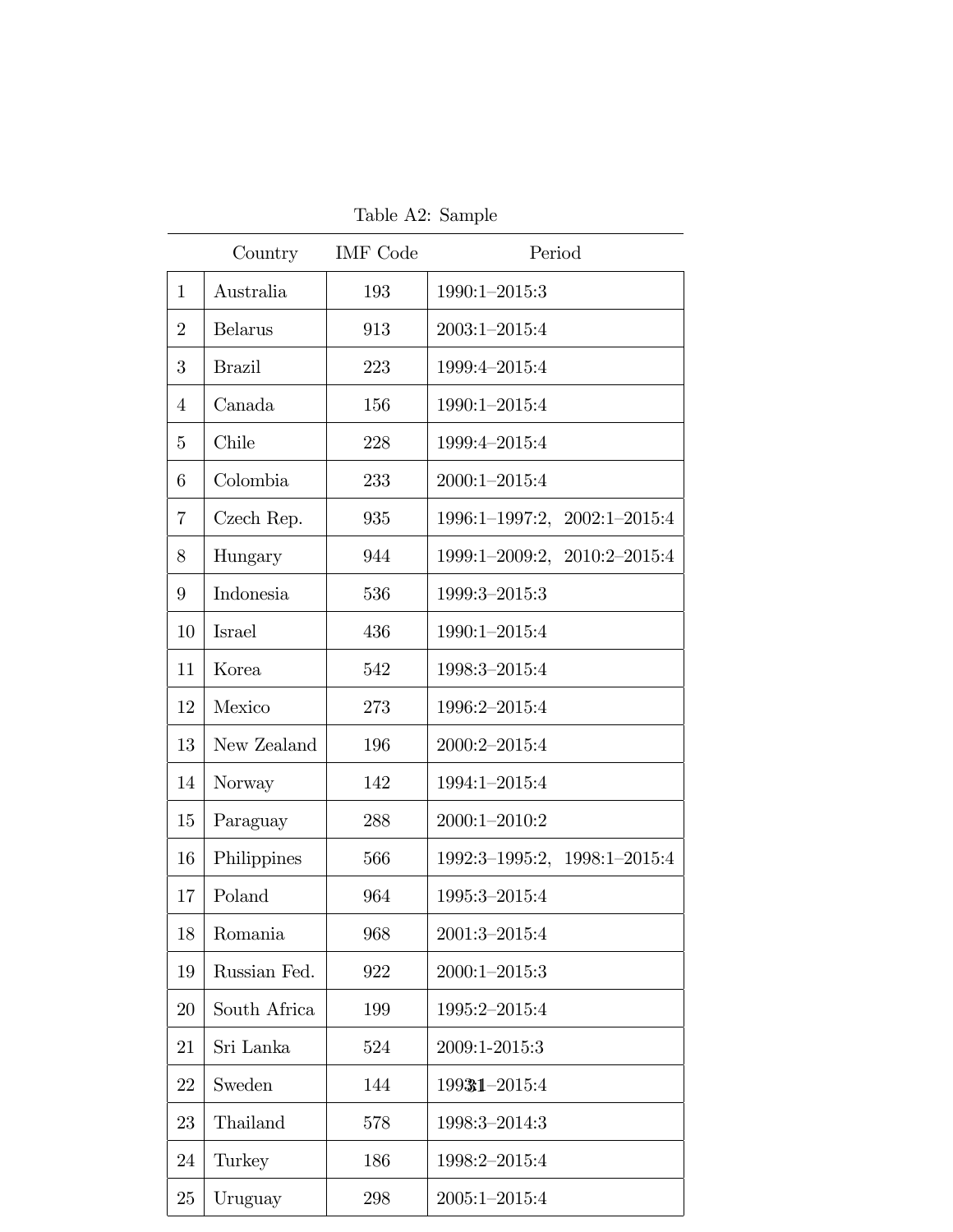Table A2: Sample

| | Country | IMF Code | Period |
|---|---|---|---|
| 1 | Australia | 193 | 1990:1–2015:3 |
| 2 | Belarus | 913 | 2003:1–2015:4 |
| 3 | Brazil | 223 | 1999:4–2015:4 |
| 4 | Canada | 156 | 1990:1–2015:4 |
| 5 | Chile | 228 | 1999:4–2015:4 |
| 6 | Colombia | 233 | 2000:1–2015:4 |
| 7 | Czech Rep. | 935 | 1996:1–1997:2, 2002:1–2015:4 |
| 8 | Hungary | 944 | 1999:1–2009:2, 2010:2–2015:4 |
| 9 | Indonesia | 536 | 1999:3–2015:3 |
| 10 | Israel | 436 | 1990:1–2015:4 |
| 11 | Korea | 542 | 1998:3–2015:4 |
| 12 | Mexico | 273 | 1996:2–2015:4 |
| 13 | New Zealand | 196 | 2000:2–2015:4 |
| 14 | Norway | 142 | 1994:1–2015:4 |
| 15 | Paraguay | 288 | 2000:1–2010:2 |
| 16 | Philippines | 566 | 1992:3–1995:2, 1998:1–2015:4 |
| 17 | Poland | 964 | 1995:3–2015:4 |
| 18 | Romania | 968 | 2001:3–2015:4 |
| 19 | Russian Fed. | 922 | 2000:1–2015:3 |
| 20 | South Africa | 199 | 1995:2–2015:4 |
| 21 | Sri Lanka | 524 | 2009:1-2015:3 |
| 22 | Sweden | 144 | 1993:1–2015:4 |
| 23 | Thailand | 578 | 1998:3–2014:3 |
| 24 | Turkey | 186 | 1998:2–2015:4 |
| 25 | Uruguay | 298 | 2005:1–2015:4 |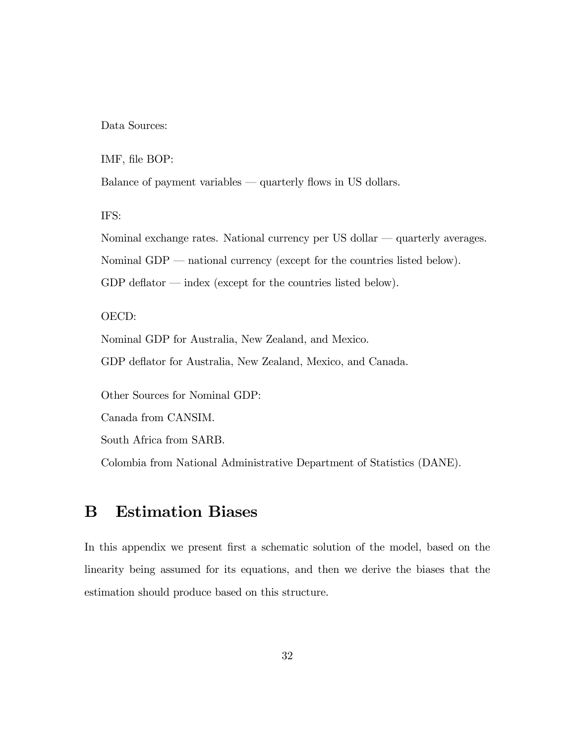Data Sources:

IMF, file BOP:

Balance of payment variables — quarterly flows in US dollars.

IFS:

Nominal exchange rates. National currency per US dollar — quarterly averages.

Nominal GDP — national currency (except for the countries listed below).

GDP deflator — index (except for the countries listed below).

OECD:

Nominal GDP for Australia, New Zealand, and Mexico.

GDP deflator for Australia, New Zealand, Mexico, and Canada.

Other Sources for Nominal GDP:

Canada from CANSIM.

South Africa from SARB.

Colombia from National Administrative Department of Statistics (DANE).

# B Estimation Biases

In this appendix we present first a schematic solution of the model, based on the linearity being assumed for its equations, and then we derive the biases that the estimation should produce based on this structure.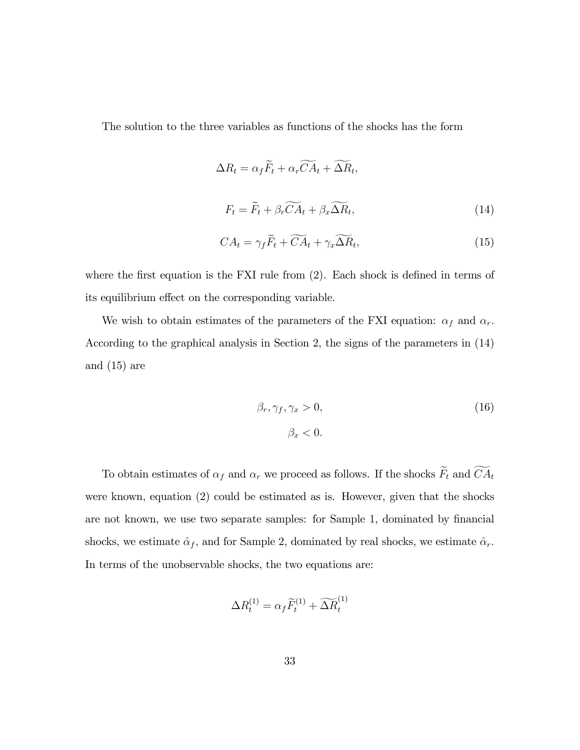The solution to the three variables as functions of the shocks has the form

$$\Delta R_t = \alpha_f \widetilde{F}_t + \alpha_r \widetilde{CA}_t + \widetilde{\Delta R}_t,$$

$$F_t = \widetilde{F}_t + \beta_r \widetilde{CA}_t + \beta_x \widetilde{\Delta R}_t, \tag{14}$$

$$CA_t = \gamma_f \widetilde{F}_t + \widetilde{CA}_t + \gamma_x \widetilde{\Delta R}_t, \tag{15}$$

where the first equation is the FXI rule from (2). Each shock is defined in terms of its equilibrium effect on the corresponding variable.

We wish to obtain estimates of the parameters of the FXI equation: $\alpha_f$ and $\alpha_r$. According to the graphical analysis in Section 2, the signs of the parameters in (14) and (15) are

$$\beta_r, \gamma_f, \gamma_x > 0, \tag{16}$$
$$\beta_x < 0.$$

To obtain estimates of $\alpha_f$ and $\alpha_r$ we proceed as follows. If the shocks $\widetilde{F}_t$ and $\widetilde{CA}_t$ were known, equation (2) could be estimated as is. However, given that the shocks are not known, we use two separate samples: for Sample 1, dominated by financial shocks, we estimate $\hat{\alpha}_f$, and for Sample 2, dominated by real shocks, we estimate $\hat{\alpha}_r$. In terms of the unobservable shocks, the two equations are:

$$\Delta R_t^{(1)} = \alpha_f \widetilde{F}_t^{(1)} + \widetilde{\Delta R}_t^{(1)}$$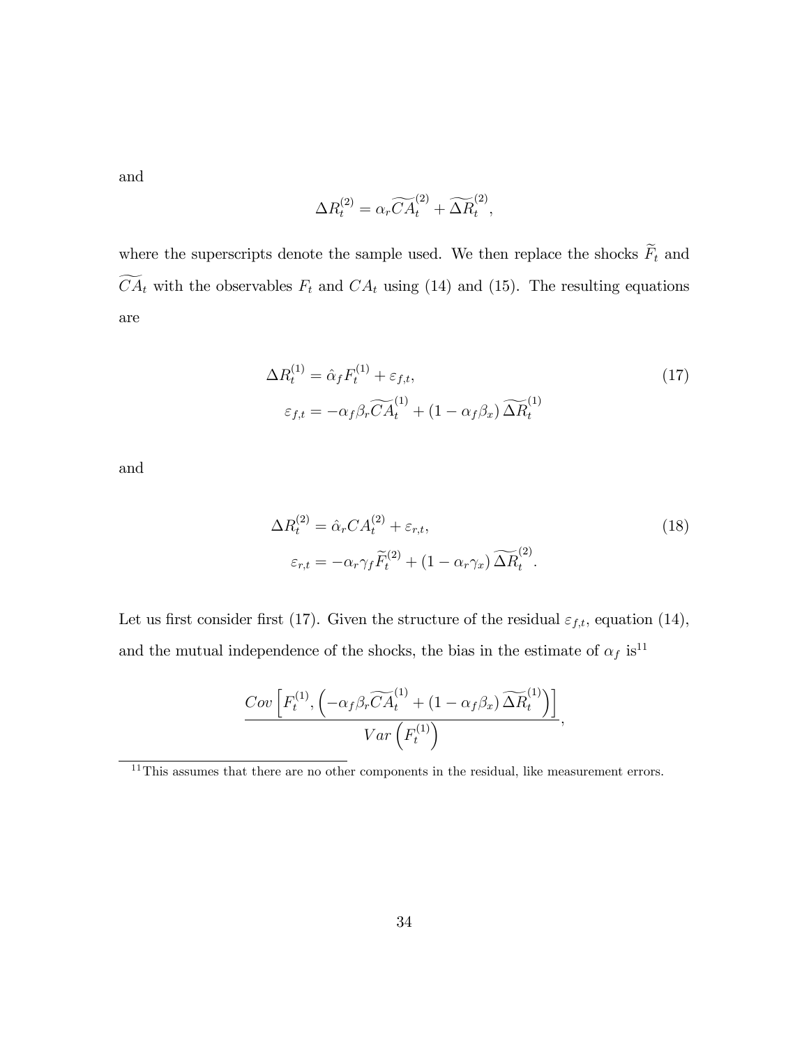and

$$\Delta R_t^{(2)} = \alpha_r \widetilde{CA}_t^{(2)} + \widetilde{\Delta R}_t^{(2)},$$

where the superscripts denote the sample used. We then replace the shocks $\widetilde{F}_t$ and $\widetilde{CA}_t$ with the observables $F_t$ and $CA_t$ using (14) and (15). The resulting equations are

$$\begin{aligned} \Delta R_t^{(1)} &= \hat{\alpha}_f F_t^{(1)} + \varepsilon_{f,t}, \\ \varepsilon_{f,t} &= -\alpha_f \beta_r \widetilde{CA}_t^{(1)} + (1 - \alpha_f \beta_x) \widetilde{\Delta R}_t^{(1)} \end{aligned} \tag{17}$$

and

$$\begin{aligned} \Delta R_t^{(2)} &= \hat{\alpha}_r CA_t^{(2)} + \varepsilon_{r,t}, \\ \varepsilon_{r,t} &= -\alpha_r \gamma_f \widetilde{F}_t^{(2)} + (1 - \alpha_r \gamma_x) \widetilde{\Delta R}_t^{(2)}. \end{aligned} \tag{18}$$

Let us first consider first (17). Given the structure of the residual $\varepsilon_{f,t}$, equation (14), and the mutual independence of the shocks, the bias in the estimate of $\alpha_f$ is[11]

$$\frac{Cov\left[F_t^{(1)}, \left(-\alpha_f \beta_r \widetilde{CA}_t^{(1)} + (1 - \alpha_f \beta_x) \widetilde{\Delta R}_t^{(1)}\right)\right]}{Var\left(F_t^{(1)}\right)},$$

[11] This assumes that there are no other components in the residual, like measurement errors.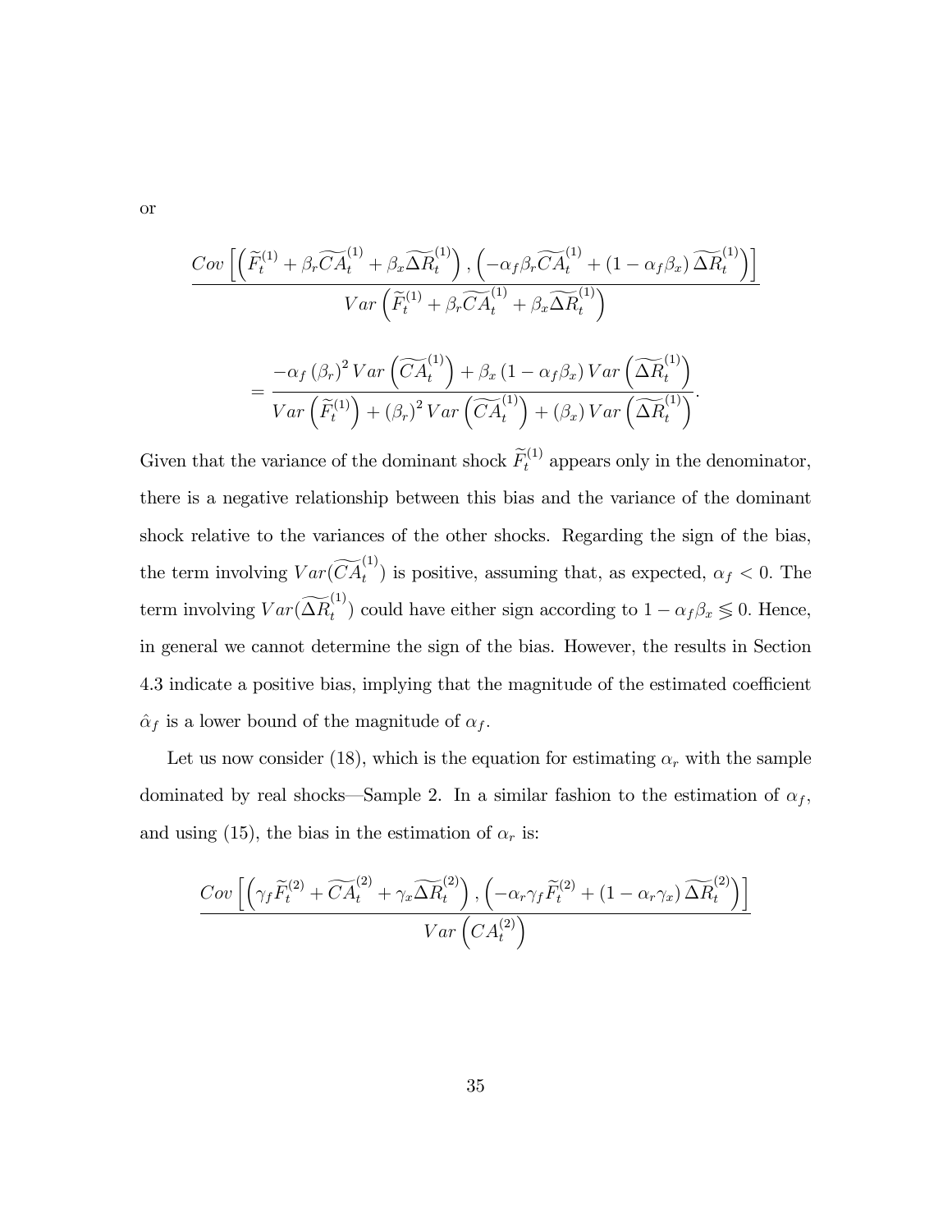or

$$\frac{Cov\left[\left(\widetilde{F}_t^{(1)}+\beta_r\widetilde{CA}_t^{(1)}+\beta_x\widetilde{\Delta R}_t^{(1)}\right),\left(-\alpha_f\beta_r\widetilde{CA}_t^{(1)}+(1-\alpha_f\beta_x)\,\widetilde{\Delta R}_t^{(1)}\right)\right]}{Var\left(\widetilde{F}_t^{(1)}+\beta_r\widetilde{CA}_t^{(1)}+\beta_x\widetilde{\Delta R}_t^{(1)}\right)}$$

$$=\frac{-\alpha_f\left(\beta_r\right)^2 Var\left(\widetilde{CA}_t^{(1)}\right)+\beta_x\left(1-\alpha_f\beta_x\right)Var\left(\widetilde{\Delta R}_t^{(1)}\right)}{Var\left(\widetilde{F}_t^{(1)}\right)+\left(\beta_r\right)^2 Var\left(\widetilde{CA}_t^{(1)}\right)+\left(\beta_x\right)Var\left(\widetilde{\Delta R}_t^{(1)}\right)}.$$

Given that the variance of the dominant shock $\widetilde{F}_t^{(1)}$ appears only in the denominator, there is a negative relationship between this bias and the variance of the dominant shock relative to the variances of the other shocks. Regarding the sign of the bias, the term involving $Var(\widetilde{CA}_t^{(1)})$ is positive, assuming that, as expected, $\alpha_f < 0$. The term involving $Var(\widetilde{\Delta R}_t^{(1)})$ could have either sign according to $1-\alpha_f\beta_x \lessgtr 0$. Hence, in general we cannot determine the sign of the bias. However, the results in Section 4.3 indicate a positive bias, implying that the magnitude of the estimated coefficient $\hat{\alpha}_f$ is a lower bound of the magnitude of $\alpha_f$.

Let us now consider (18), which is the equation for estimating $\alpha_r$ with the sample dominated by real shocks—Sample 2. In a similar fashion to the estimation of $\alpha_f$, and using (15), the bias in the estimation of $\alpha_r$ is:

$$\frac{Cov\left[\left(\gamma_f\widetilde{F}_t^{(2)}+\widetilde{CA}_t^{(2)}+\gamma_x\widetilde{\Delta R}_t^{(2)}\right),\left(-\alpha_r\gamma_f\widetilde{F}_t^{(2)}+(1-\alpha_r\gamma_x)\,\widetilde{\Delta R}_t^{(2)}\right)\right]}{Var\left(CA_t^{(2)}\right)}$$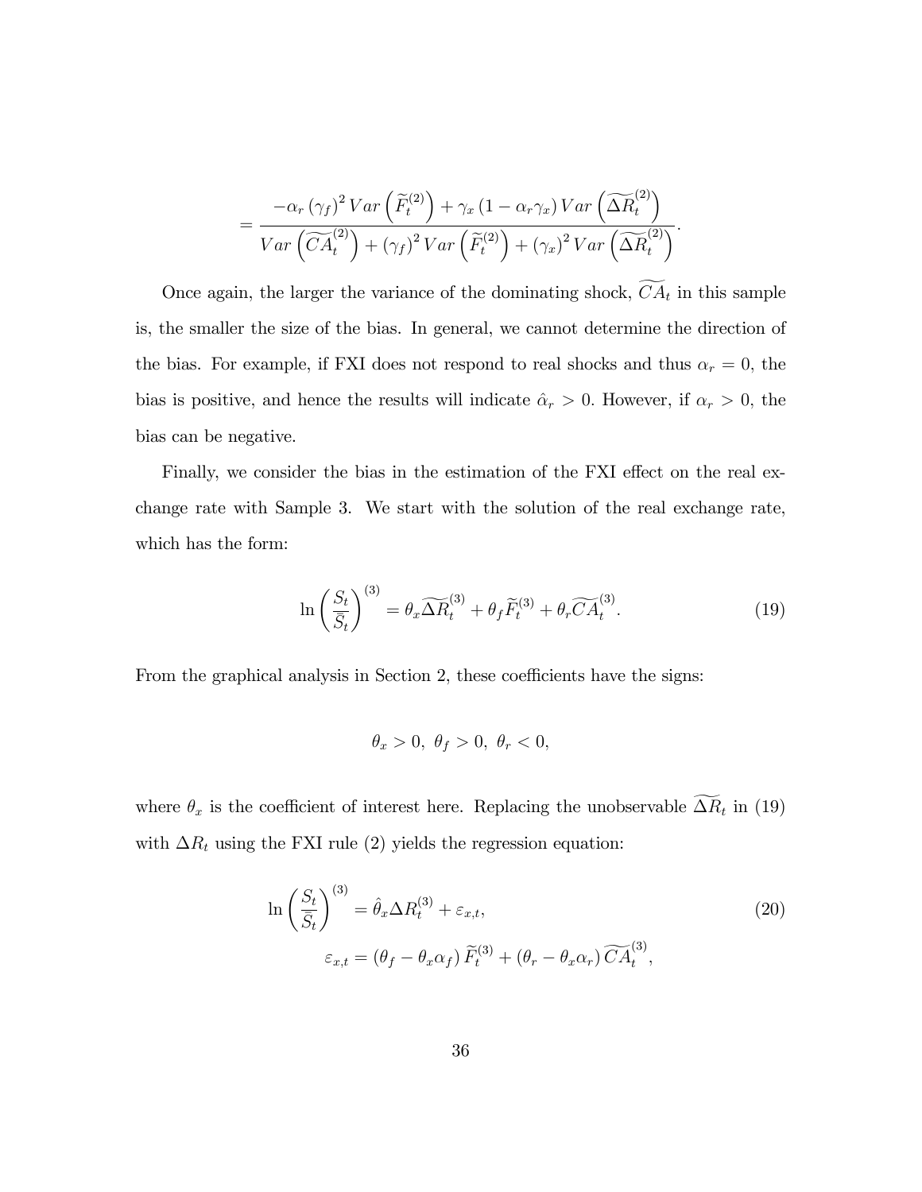$$= \frac{-\alpha_r (\gamma_f)^2 Var\left(\widetilde{F}_t^{(2)}\right) + \gamma_x (1 - \alpha_r \gamma_x) Var\left(\widetilde{\Delta R}_t^{(2)}\right)}{Var\left(\widetilde{CA}_t^{(2)}\right) + (\gamma_f)^2 Var\left(\widetilde{F}_t^{(2)}\right) + (\gamma_x)^2 Var\left(\widetilde{\Delta R}_t^{(2)}\right)}.$$

Once again, the larger the variance of the dominating shock, $\widetilde{CA}_t$ in this sample is, the smaller the size of the bias. In general, we cannot determine the direction of the bias. For example, if FXI does not respond to real shocks and thus $\alpha_r = 0$, the bias is positive, and hence the results will indicate $\hat{\alpha}_r > 0$. However, if $\alpha_r > 0$, the bias can be negative.

Finally, we consider the bias in the estimation of the FXI effect on the real exchange rate with Sample 3. We start with the solution of the real exchange rate, which has the form:

$$\ln\left(\frac{S_t}{\bar{S}_t}\right)^{(3)} = \theta_x \widetilde{\Delta R}_t^{(3)} + \theta_f \widetilde{F}_t^{(3)} + \theta_r \widetilde{CA}_t^{(3)}. \tag{19}$$

From the graphical analysis in Section 2, these coefficients have the signs:

$$\theta_x > 0,\ \theta_f > 0,\ \theta_r < 0,$$

where $\theta_x$ is the coefficient of interest here. Replacing the unobservable $\widetilde{\Delta R}_t$ in (19) with $\Delta R_t$ using the FXI rule (2) yields the regression equation:

$$\ln\left(\frac{S_t}{\bar{S}_t}\right)^{(3)} = \hat{\theta}_x \Delta R_t^{(3)} + \varepsilon_{x,t}, \tag{20}$$

$$\varepsilon_{x,t} = (\theta_f - \theta_x \alpha_f) \widetilde{F}_t^{(3)} + (\theta_r - \theta_x \alpha_r) \widetilde{CA}_t^{(3)},$$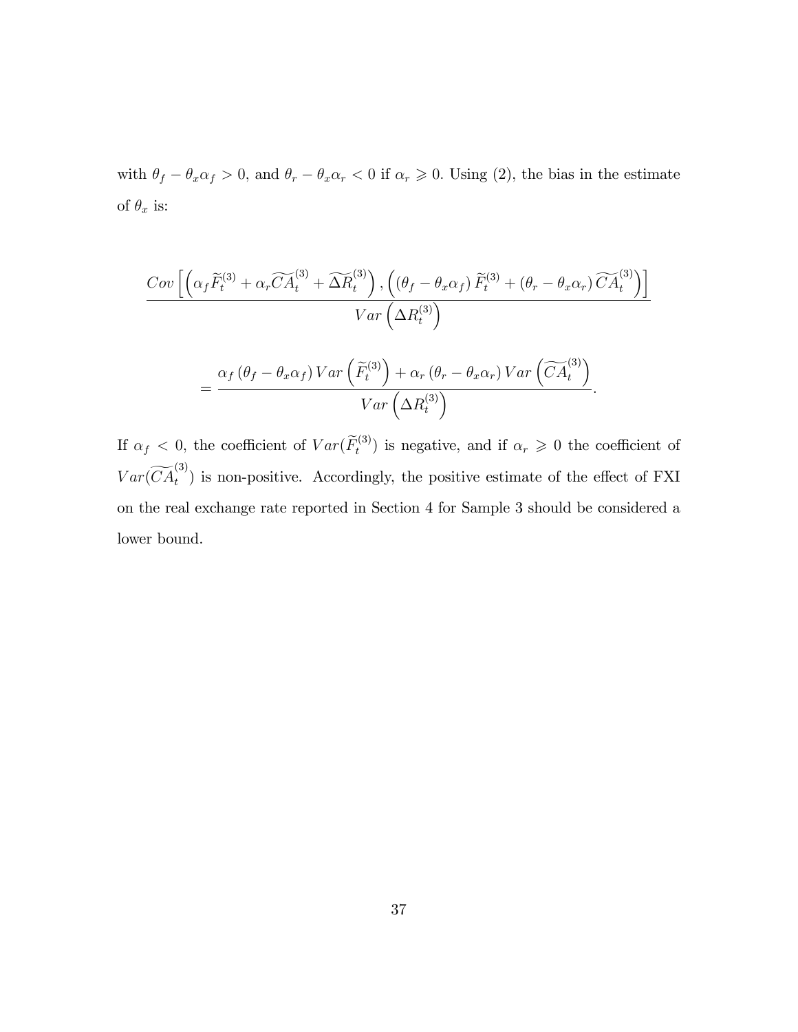with $\theta_f - \theta_x \alpha_f > 0$, and $\theta_r - \theta_x \alpha_r < 0$ if $\alpha_r \geqslant 0$. Using (2), the bias in the estimate of $\theta_x$ is:

$$\frac{Cov\left[\left(\alpha_f \widetilde{F}_t^{(3)} + \alpha_r \widetilde{CA}_t^{(3)} + \widetilde{\Delta R}_t^{(3)}\right), \left(\left(\theta_f - \theta_x \alpha_f\right) \widetilde{F}_t^{(3)} + \left(\theta_r - \theta_x \alpha_r\right) \widetilde{CA}_t^{(3)}\right)\right]}{Var\left(\Delta R_t^{(3)}\right)}$$

$$= \frac{\alpha_f \left(\theta_f - \theta_x \alpha_f\right) Var\left(\widetilde{F}_t^{(3)}\right) + \alpha_r \left(\theta_r - \theta_x \alpha_r\right) Var\left(\widetilde{CA}_t^{(3)}\right)}{Var\left(\Delta R_t^{(3)}\right)}.$$

If $\alpha_f < 0$, the coefficient of $Var(\widetilde{F}_t^{(3)})$ is negative, and if $\alpha_r \geqslant 0$ the coefficient of $Var(\widetilde{CA}_t^{(3)})$ is non-positive. Accordingly, the positive estimate of the effect of FXI on the real exchange rate reported in Section 4 for Sample 3 should be considered a lower bound.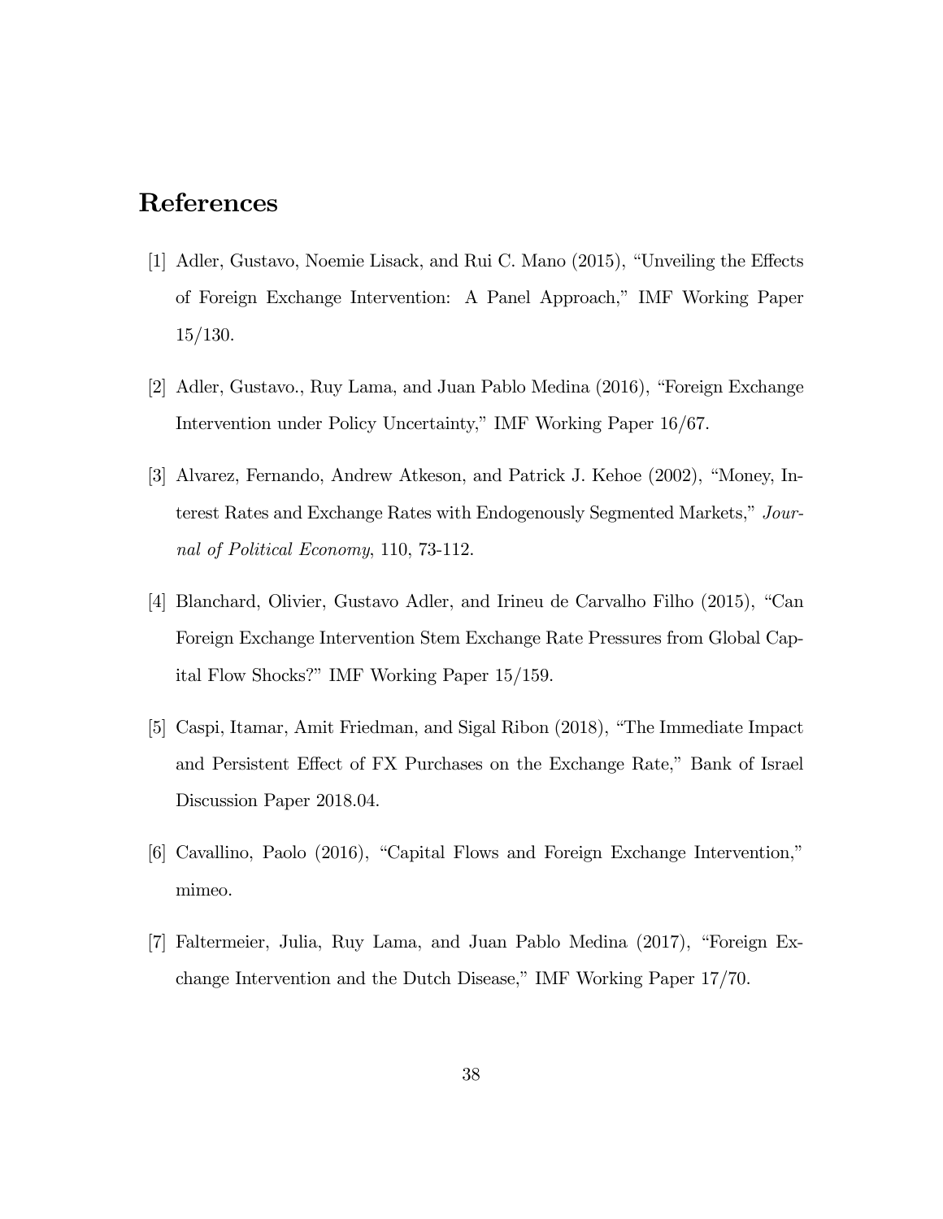# References

[1] Adler, Gustavo, Noemie Lisack, and Rui C. Mano (2015), "Unveiling the Effects of Foreign Exchange Intervention: A Panel Approach," IMF Working Paper 15/130.

[2] Adler, Gustavo., Ruy Lama, and Juan Pablo Medina (2016), "Foreign Exchange Intervention under Policy Uncertainty," IMF Working Paper 16/67.

[3] Alvarez, Fernando, Andrew Atkeson, and Patrick J. Kehoe (2002), "Money, Interest Rates and Exchange Rates with Endogenously Segmented Markets," *Journal of Political Economy*, 110, 73-112.

[4] Blanchard, Olivier, Gustavo Adler, and Irineu de Carvalho Filho (2015), "Can Foreign Exchange Intervention Stem Exchange Rate Pressures from Global Capital Flow Shocks?" IMF Working Paper 15/159.

[5] Caspi, Itamar, Amit Friedman, and Sigal Ribon (2018), "The Immediate Impact and Persistent Effect of FX Purchases on the Exchange Rate," Bank of Israel Discussion Paper 2018.04.

[6] Cavallino, Paolo (2016), "Capital Flows and Foreign Exchange Intervention," mimeo.

[7] Faltermeier, Julia, Ruy Lama, and Juan Pablo Medina (2017), "Foreign Exchange Intervention and the Dutch Disease," IMF Working Paper 17/70.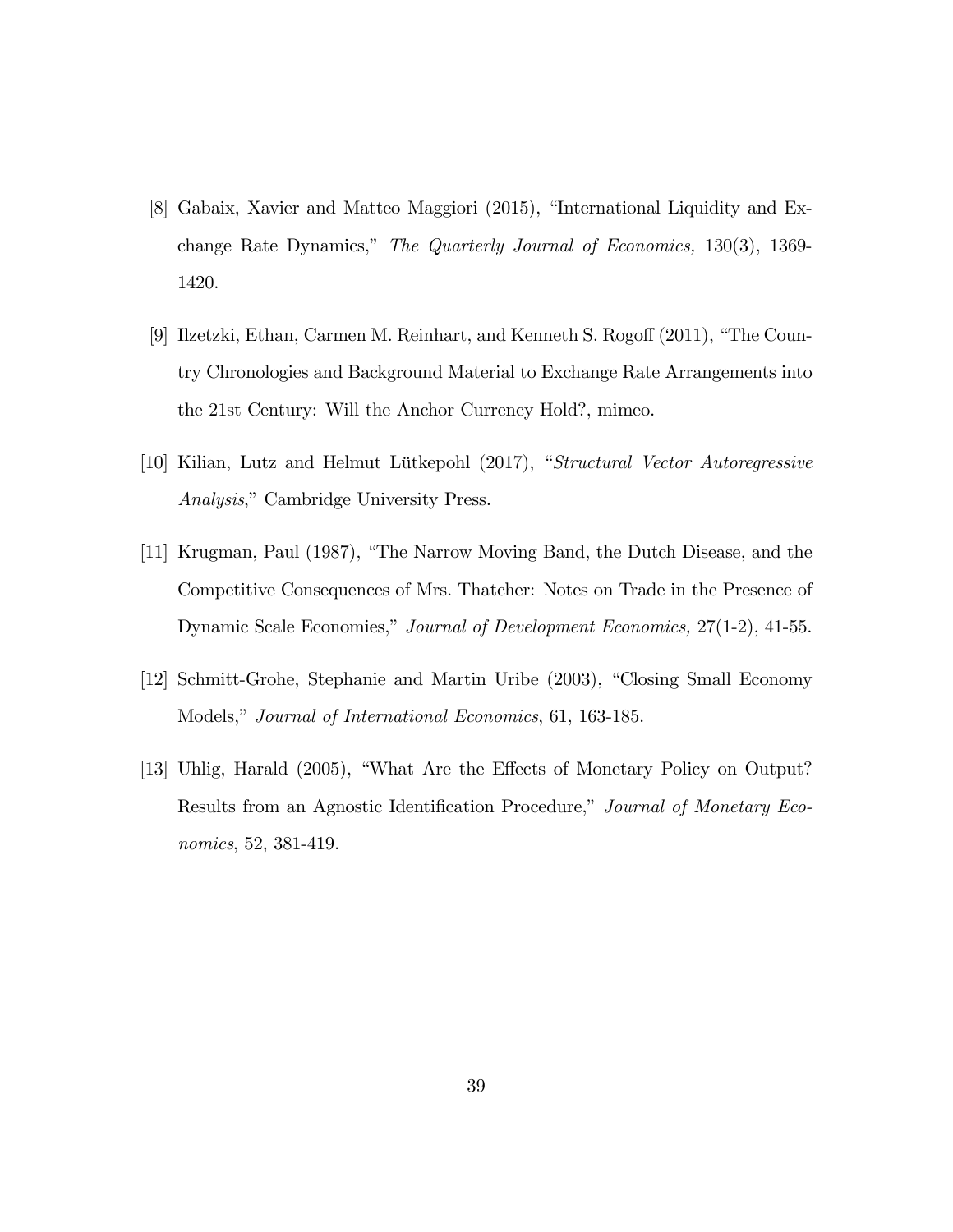[8] Gabaix, Xavier and Matteo Maggiori (2015), "International Liquidity and Exchange Rate Dynamics," *The Quarterly Journal of Economics,* 130(3), 1369-1420.

[9] Ilzetzki, Ethan, Carmen M. Reinhart, and Kenneth S. Rogoff (2011), "The Country Chronologies and Background Material to Exchange Rate Arrangements into the 21st Century: Will the Anchor Currency Hold?, mimeo.

[10] Kilian, Lutz and Helmut Lütkepohl (2017), "*Structural Vector Autoregressive Analysis*," Cambridge University Press.

[11] Krugman, Paul (1987), "The Narrow Moving Band, the Dutch Disease, and the Competitive Consequences of Mrs. Thatcher: Notes on Trade in the Presence of Dynamic Scale Economies," *Journal of Development Economics,* 27(1-2), 41-55.

[12] Schmitt-Grohe, Stephanie and Martin Uribe (2003), "Closing Small Economy Models," *Journal of International Economics*, 61, 163-185.

[13] Uhlig, Harald (2005), "What Are the Effects of Monetary Policy on Output? Results from an Agnostic Identification Procedure," *Journal of Monetary Economics*, 52, 381-419.